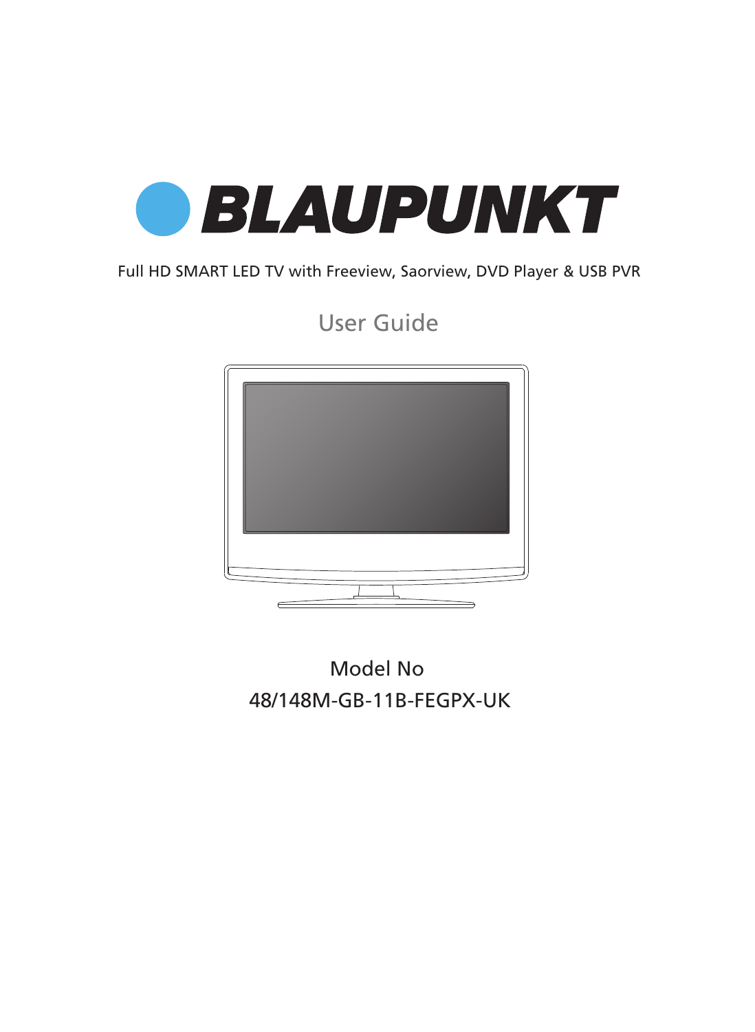# BLAUPUNKT

Full HD SMART LED TV with Freeview, Saorview, DVD Player & USB PVR

## User Guide

Model No

48/148M-GB-11B-FEGPX-UK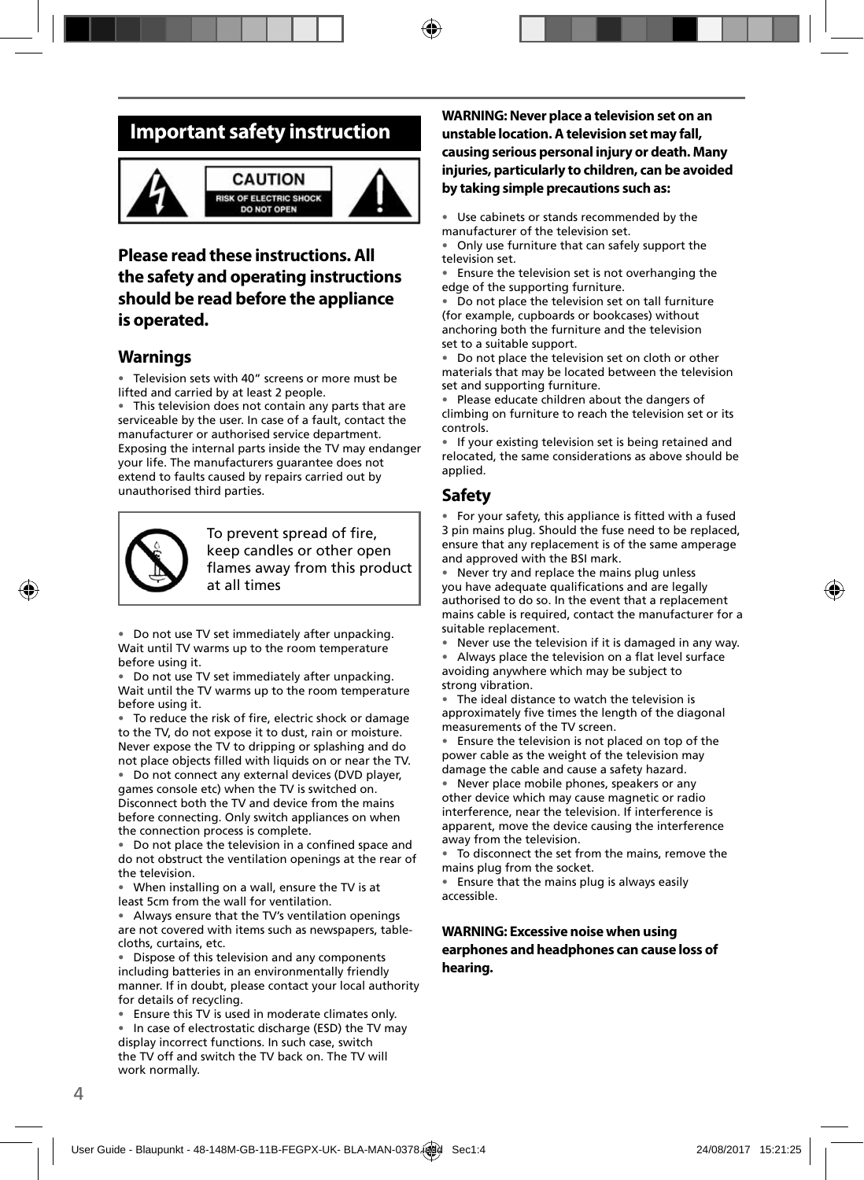## Important safety instruction

CAUTION
RISK OF ELECTRIC SHOCK
DO NOT OPEN

### Please read these instructions. All the safety and operating instructions should be read before the appliance is operated.

### Warnings

- Television sets with 40" screens or more must be lifted and carried by at least 2 people.
- This television does not contain any parts that are serviceable by the user. In case of a fault, contact the manufacturer or authorised service department. Exposing the internal parts inside the TV may endanger your life. The manufacturers guarantee does not extend to faults caused by repairs carried out by unauthorised third parties.

To prevent spread of fire, keep candles or other open flames away from this product at all times

- Do not use TV set immediately after unpacking. Wait until TV warms up to the room temperature before using it.
- Do not use TV set immediately after unpacking. Wait until the TV warms up to the room temperature before using it.
- To reduce the risk of fire, electric shock or damage to the TV, do not expose it to dust, rain or moisture. Never expose the TV to dripping or splashing and do not place objects filled with liquids on or near the TV.
- Do not connect any external devices (DVD player, games console etc) when the TV is switched on. Disconnect both the TV and device from the mains before connecting. Only switch appliances on when the connection process is complete.
- Do not place the television in a confined space and do not obstruct the ventilation openings at the rear of the television.
- When installing on a wall, ensure the TV is at least 5cm from the wall for ventilation.
- Always ensure that the TV's ventilation openings are not covered with items such as newspapers, table-cloths, curtains, etc.
- Dispose of this television and any components including batteries in an environmentally friendly manner. If in doubt, please contact your local authority for details of recycling.
- Ensure this TV is used in moderate climates only.
- In case of electrostatic discharge (ESD) the TV may display incorrect functions. In such case, switch the TV off and switch the TV back on. The TV will work normally.

**WARNING: Never place a television set on an unstable location. A television set may fall, causing serious personal injury or death. Many injuries, particularly to children, can be avoided by taking simple precautions such as:**

- Use cabinets or stands recommended by the manufacturer of the television set.
- Only use furniture that can safely support the television set.
- Ensure the television set is not overhanging the edge of the supporting furniture.
- Do not place the television set on tall furniture (for example, cupboards or bookcases) without anchoring both the furniture and the television set to a suitable support.
- Do not place the television set on cloth or other materials that may be located between the television set and supporting furniture.
- Please educate children about the dangers of climbing on furniture to reach the television set or its controls.
- If your existing television set is being retained and relocated, the same considerations as above should be applied.

### Safety

- For your safety, this appliance is fitted with a fused 3 pin mains plug. Should the fuse need to be replaced, ensure that any replacement is of the same amperage and approved with the BSI mark.
- Never try and replace the mains plug unless you have adequate qualifications and are legally authorised to do so. In the event that a replacement mains cable is required, contact the manufacturer for a suitable replacement.
- Never use the television if it is damaged in any way.
- Always place the television on a flat level surface avoiding anywhere which may be subject to strong vibration.
- The ideal distance to watch the television is approximately five times the length of the diagonal measurements of the TV screen.
- Ensure the television is not placed on top of the power cable as the weight of the television may damage the cable and cause a safety hazard.
- Never place mobile phones, speakers or any other device which may cause magnetic or radio interference, near the television. If interference is apparent, move the device causing the interference away from the television.
- To disconnect the set from the mains, remove the mains plug from the socket.
- Ensure that the mains plug is always easily accessible.

**WARNING: Excessive noise when using earphones and headphones can cause loss of hearing.**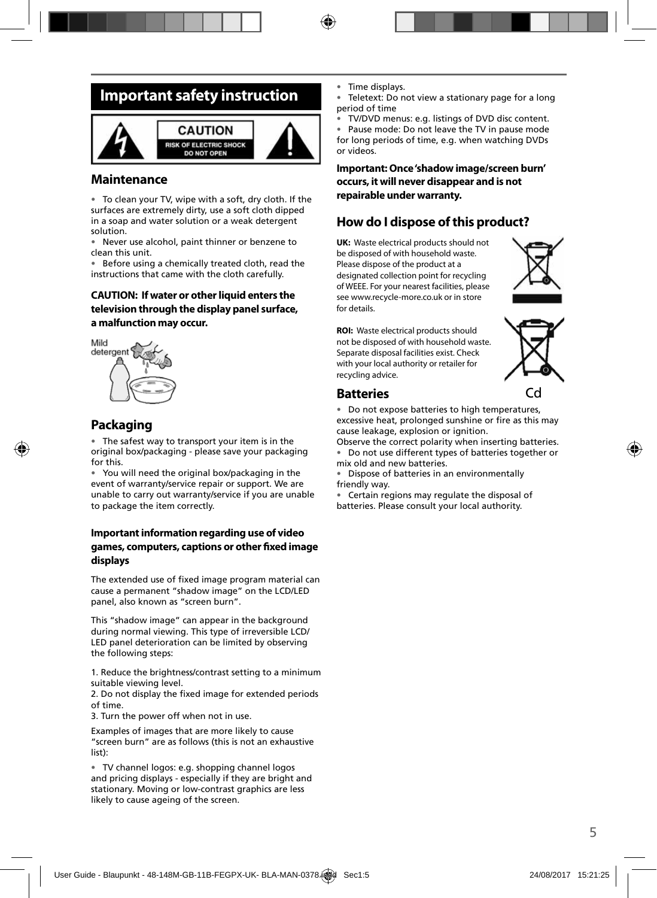# Important safety instruction

CAUTION
RISK OF ELECTRIC SHOCK
DO NOT OPEN

## Maintenance

- To clean your TV, wipe with a soft, dry cloth. If the surfaces are extremely dirty, use a soft cloth dipped in a soap and water solution or a weak detergent solution.
- Never use alcohol, paint thinner or benzene to clean this unit.
- Before using a chemically treated cloth, read the instructions that came with the cloth carefully.

**CAUTION: If water or other liquid enters the television through the display panel surface, a malfunction may occur.**

Mild detergent

## Packaging

- The safest way to transport your item is in the original box/packaging - please save your packaging for this.
- You will need the original box/packaging in the event of warranty/service repair or support. We are unable to carry out warranty/service if you are unable to package the item correctly.

### Important information regarding use of video games, computers, captions or other fixed image displays

The extended use of fixed image program material can cause a permanent "shadow image" on the LCD/LED panel, also known as "screen burn".

This "shadow image" can appear in the background during normal viewing. This type of irreversible LCD/ LED panel deterioration can be limited by observing the following steps:

1. Reduce the brightness/contrast setting to a minimum suitable viewing level.
2. Do not display the fixed image for extended periods of time.
3. Turn the power off when not in use.

Examples of images that are more likely to cause "screen burn" are as follows (this is not an exhaustive list):

- TV channel logos: e.g. shopping channel logos and pricing displays - especially if they are bright and stationary. Moving or low-contrast graphics are less likely to cause ageing of the screen.
- Time displays.
- Teletext: Do not view a stationary page for a long period of time
- TV/DVD menus: e.g. listings of DVD disc content.
- Pause mode: Do not leave the TV in pause mode for long periods of time, e.g. when watching DVDs or videos.

**Important: Once 'shadow image/screen burn' occurs, it will never disappear and is not repairable under warranty.**

## How do I dispose of this product?

**UK:** Waste electrical products should not be disposed of with household waste. Please dispose of the product at a designated collection point for recycling of WEEE. For your nearest facilities, please see www.recycle-more.co.uk or in store for details.

**ROI:** Waste electrical products should not be disposed of with household waste. Separate disposal facilities exist. Check with your local authority or retailer for recycling advice.

Cd

## Batteries

- Do not expose batteries to high temperatures, excessive heat, prolonged sunshine or fire as this may cause leakage, explosion or ignition.

Observe the correct polarity when inserting batteries.

- Do not use different types of batteries together or mix old and new batteries.
- Dispose of batteries in an environmentally friendly way.
- Certain regions may regulate the disposal of batteries. Please consult your local authority.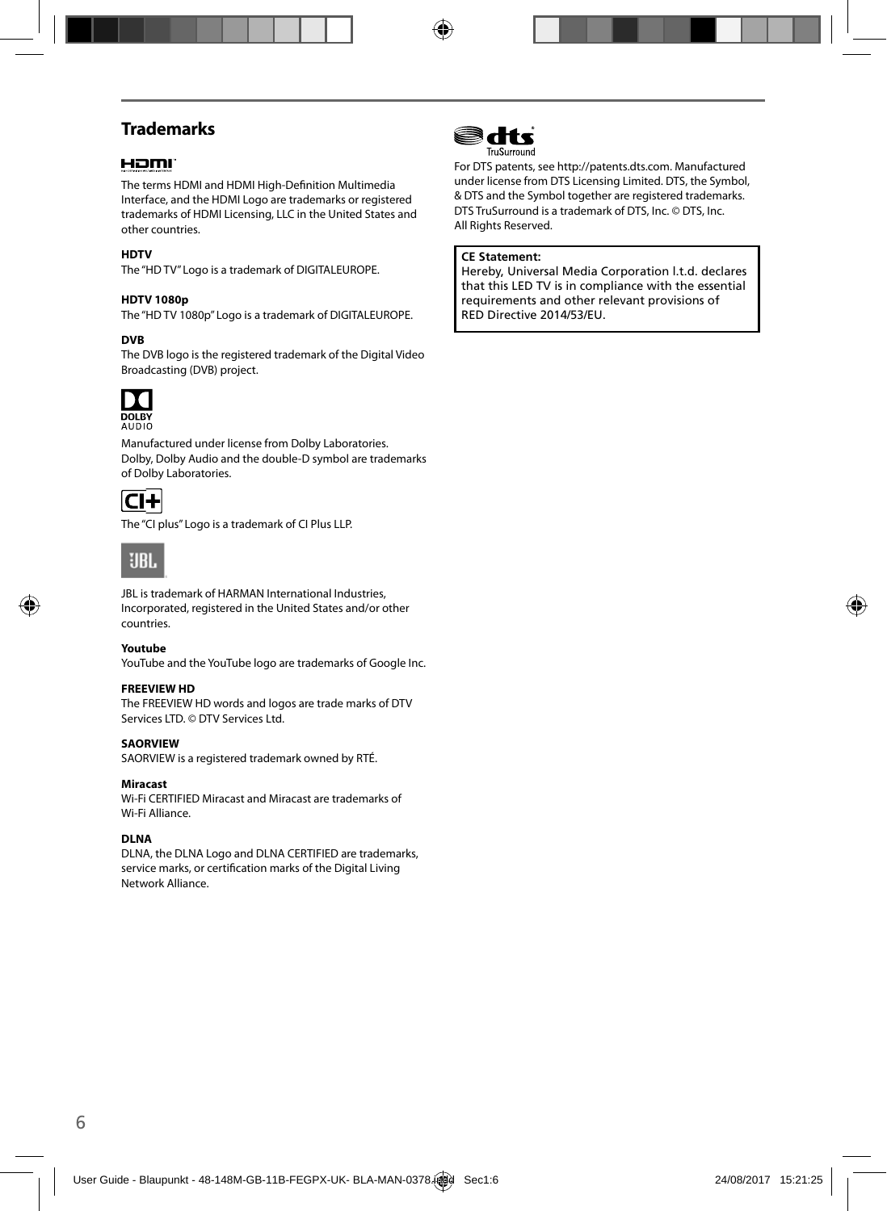## Trademarks

The terms HDMI and HDMI High-Definition Multimedia Interface, and the HDMI Logo are trademarks or registered trademarks of HDMI Licensing, LLC in the United States and other countries.

**HDTV**

The "HD TV" Logo is a trademark of DIGITALEUROPE.

**HDTV 1080p**

The "HD TV 1080p" Logo is a trademark of DIGITALEUROPE.

**DVB**

The DVB logo is the registered trademark of the Digital Video Broadcasting (DVB) project.

Manufactured under license from Dolby Laboratories. Dolby, Dolby Audio and the double-D symbol are trademarks of Dolby Laboratories.

The "CI plus" Logo is a trademark of CI Plus LLP.

JBL is trademark of HARMAN International Industries, Incorporated, registered in the United States and/or other countries.

**Youtube**

YouTube and the YouTube logo are trademarks of Google Inc.

**FREEVIEW HD**

The FREEVIEW HD words and logos are trade marks of DTV Services LTD. © DTV Services Ltd.

**SAORVIEW**

SAORVIEW is a registered trademark owned by RTÉ.

**Miracast**

Wi-Fi CERTIFIED Miracast and Miracast are trademarks of Wi-Fi Alliance.

**DLNA**

DLNA, the DLNA Logo and DLNA CERTIFIED are trademarks, service marks, or certification marks of the Digital Living Network Alliance.

For DTS patents, see http://patents.dts.com. Manufactured under license from DTS Licensing Limited. DTS, the Symbol, & DTS and the Symbol together are registered trademarks. DTS TruSurround is a trademark of DTS, Inc. © DTS, Inc. All Rights Reserved.

**CE Statement:**

Hereby, Universal Media Corporation l.t.d. declares that this LED TV is in compliance with the essential requirements and other relevant provisions of RED Directive 2014/53/EU.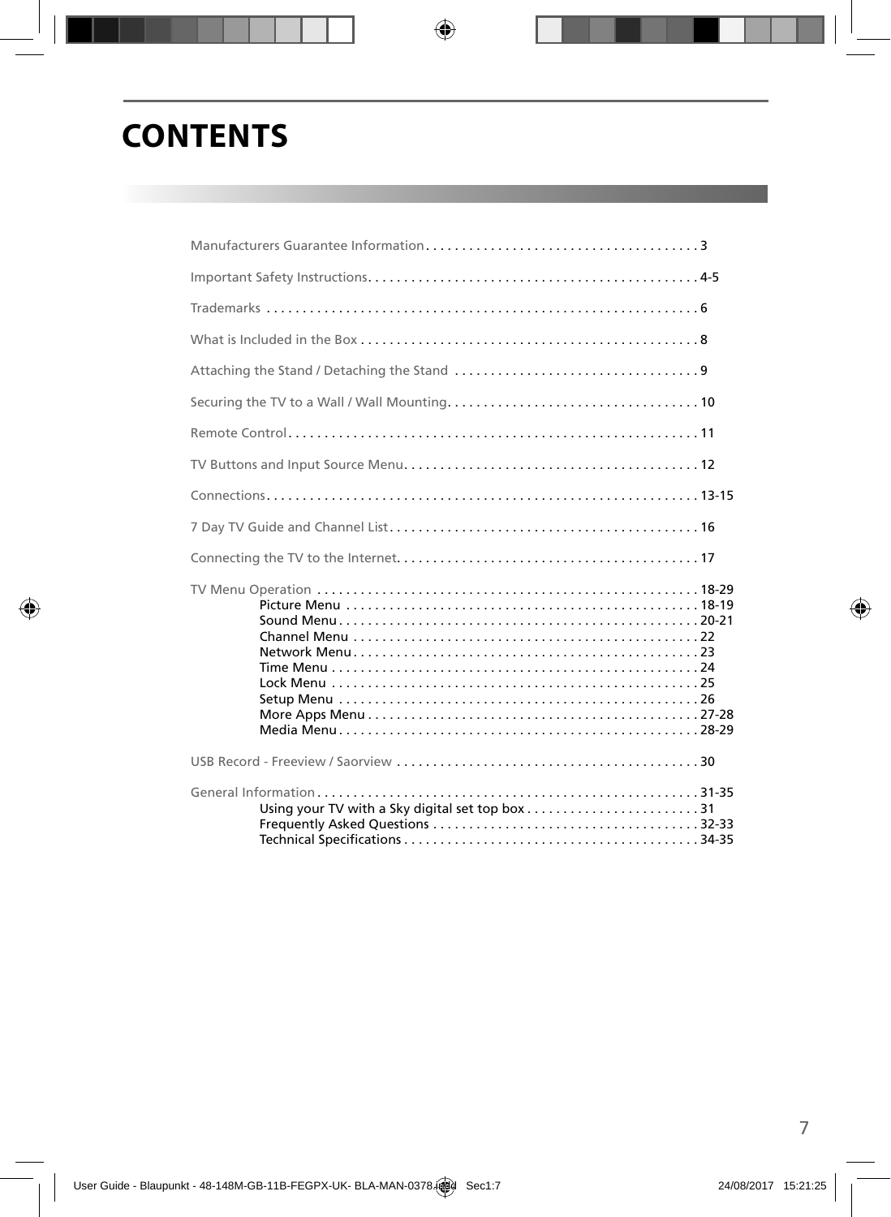# CONTENTS

Manufacturers Guarantee Information . . . . . . . . . . . . . . . . . . . . . . . . . . . . . . . . . . . . . . 3

Important Safety Instructions . . . . . . . . . . . . . . . . . . . . . . . . . . . . . . . . . . . . . . . . . . . . . 4-5

Trademarks . . . . . . . . . . . . . . . . . . . . . . . . . . . . . . . . . . . . . . . . . . . . . . . . . . . . . . . . . . . . 6

What is Included in the Box . . . . . . . . . . . . . . . . . . . . . . . . . . . . . . . . . . . . . . . . . . . . . . . 8

Attaching the Stand / Detaching the Stand . . . . . . . . . . . . . . . . . . . . . . . . . . . . . . . . . . 9

Securing the TV to a Wall / Wall Mounting . . . . . . . . . . . . . . . . . . . . . . . . . . . . . . . . . . . 10

Remote Control . . . . . . . . . . . . . . . . . . . . . . . . . . . . . . . . . . . . . . . . . . . . . . . . . . . . . . . . . 11

TV Buttons and Input Source Menu . . . . . . . . . . . . . . . . . . . . . . . . . . . . . . . . . . . . . . . . . 12

Connections . . . . . . . . . . . . . . . . . . . . . . . . . . . . . . . . . . . . . . . . . . . . . . . . . . . . . . . . . . . . 13-15

7 Day TV Guide and Channel List . . . . . . . . . . . . . . . . . . . . . . . . . . . . . . . . . . . . . . . . . . . 16

Connecting the TV to the Internet . . . . . . . . . . . . . . . . . . . . . . . . . . . . . . . . . . . . . . . . . . 17

TV Menu Operation . . . . . . . . . . . . . . . . . . . . . . . . . . . . . . . . . . . . . . . . . . . . . . . . . . . . . 18-29
- Picture Menu . . . . . . . . . . . . . . . . . . . . . . . . . . . . . . . . . . . . . . . . . . . . . . . . . 18-19
- Sound Menu . . . . . . . . . . . . . . . . . . . . . . . . . . . . . . . . . . . . . . . . . . . . . . . . . . 20-21
- Channel Menu . . . . . . . . . . . . . . . . . . . . . . . . . . . . . . . . . . . . . . . . . . . . . . . . 22
- Network Menu . . . . . . . . . . . . . . . . . . . . . . . . . . . . . . . . . . . . . . . . . . . . . . . . 23
- Time Menu . . . . . . . . . . . . . . . . . . . . . . . . . . . . . . . . . . . . . . . . . . . . . . . . . . . 24
- Lock Menu . . . . . . . . . . . . . . . . . . . . . . . . . . . . . . . . . . . . . . . . . . . . . . . . . . . 25
- Setup Menu . . . . . . . . . . . . . . . . . . . . . . . . . . . . . . . . . . . . . . . . . . . . . . . . . . 26
- More Apps Menu . . . . . . . . . . . . . . . . . . . . . . . . . . . . . . . . . . . . . . . . . . . . . . 27-28
- Media Menu . . . . . . . . . . . . . . . . . . . . . . . . . . . . . . . . . . . . . . . . . . . . . . . . . . 28-29

USB Record - Freeview / Saorview . . . . . . . . . . . . . . . . . . . . . . . . . . . . . . . . . . . . . . . . . . 30

General Information . . . . . . . . . . . . . . . . . . . . . . . . . . . . . . . . . . . . . . . . . . . . . . . . . . . . . 31-35
- Using your TV with a Sky digital set top box . . . . . . . . . . . . . . . . . . . . . . . . 31
- Frequently Asked Questions . . . . . . . . . . . . . . . . . . . . . . . . . . . . . . . . . . . . . 32-33
- Technical Specifications . . . . . . . . . . . . . . . . . . . . . . . . . . . . . . . . . . . . . . . . . 34-35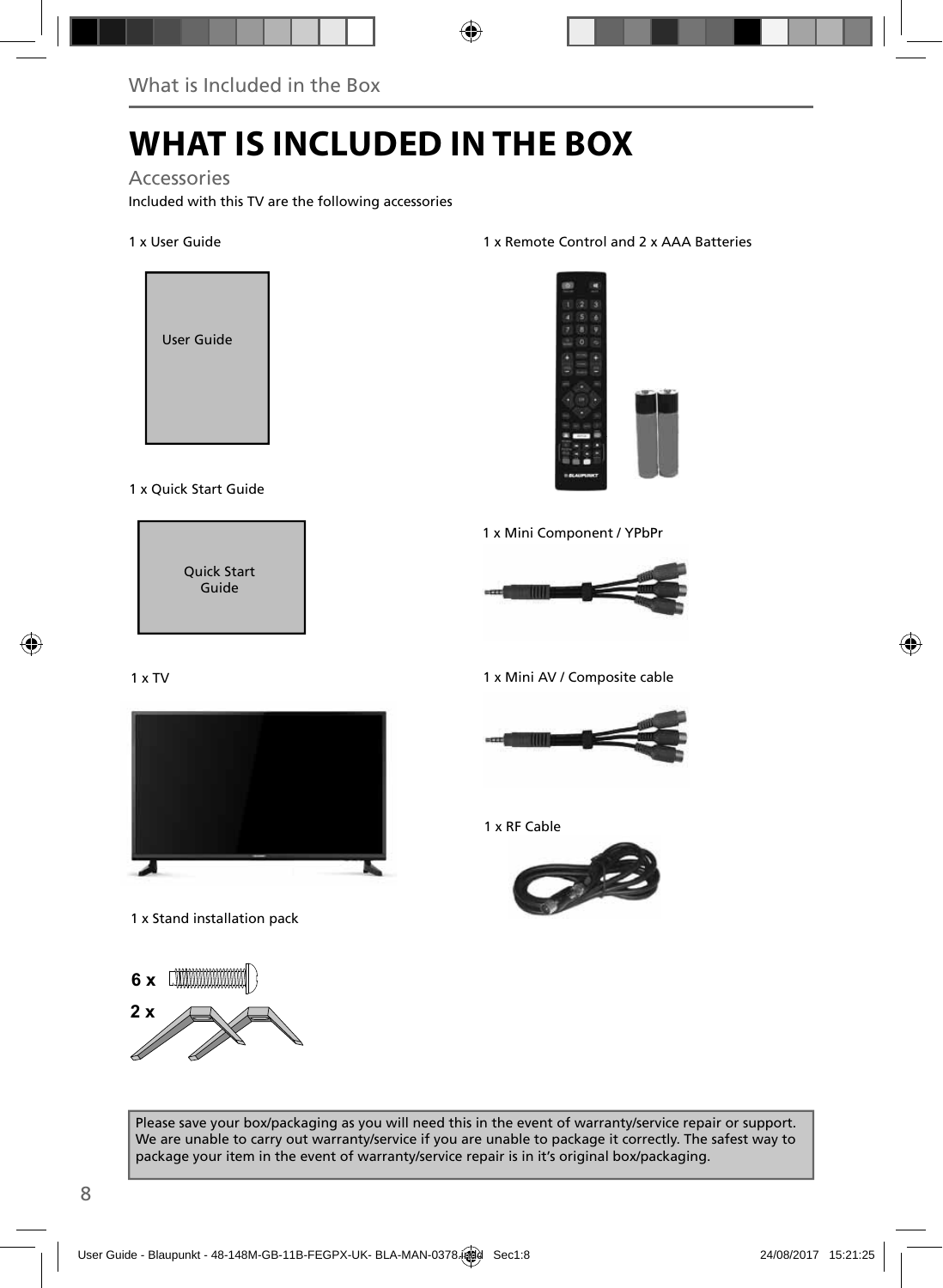# WHAT IS INCLUDED IN THE BOX

## Accessories

Included with this TV are the following accessories

1 x User Guide

User Guide

1 x Quick Start Guide

Quick Start Guide

1 x TV

1 x Stand installation pack

6 x

2 x

1 x Remote Control and 2 x AAA Batteries

1 x Mini Component / YPbPr

1 x Mini AV / Composite cable

1 x RF Cable

Please save your box/packaging as you will need this in the event of warranty/service repair or support. We are unable to carry out warranty/service if you are unable to package it correctly. The safest way to package your item in the event of warranty/service repair is in it's original box/packaging.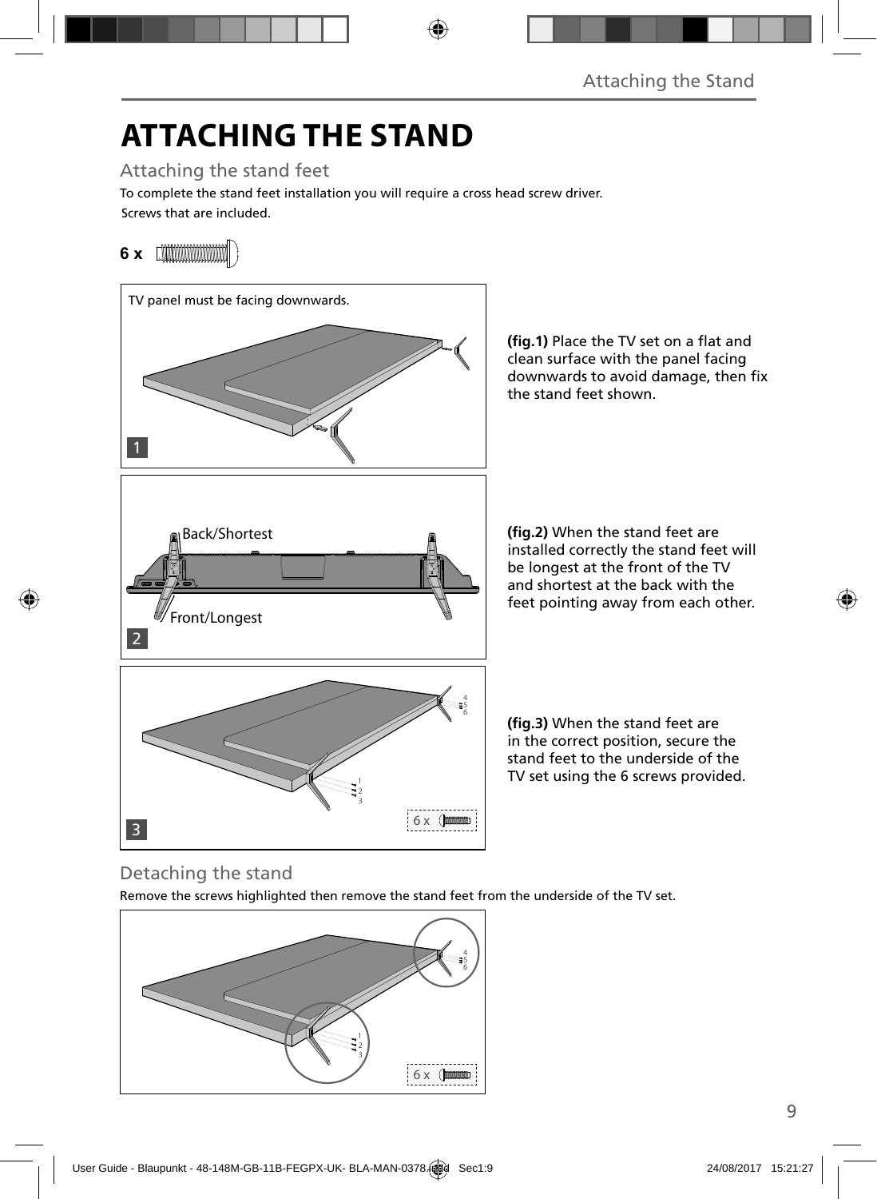# ATTACHING THE STAND

## Attaching the stand feet

To complete the stand feet installation you will require a cross head screw driver.

Screws that are included.

**6 x**

TV panel must be facing downwards.

1

**(fig.1)** Place the TV set on a flat and clean surface with the panel facing downwards to avoid damage, then fix the stand feet shown.

Back/Shortest

Front/Longest

2

**(fig.2)** When the stand feet are installed correctly the stand feet will be longest at the front of the TV and shortest at the back with the feet pointing away from each other.

4
5
6

1
2
3

6 x

3

**(fig.3)** When the stand feet are in the correct position, secure the stand feet to the underside of the TV set using the 6 screws provided.

## Detaching the stand

Remove the screws highlighted then remove the stand feet from the underside of the TV set.

4
5
6

1
2
3

6 x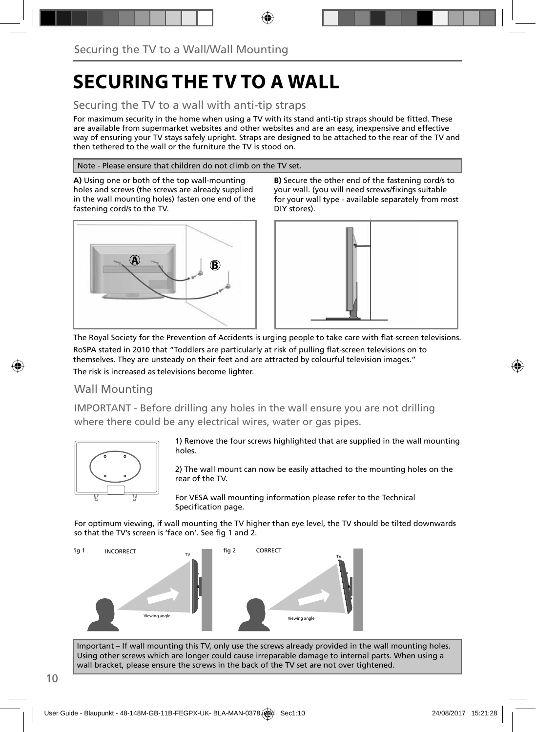# SECURING THE TV TO A WALL

## Securing the TV to a wall with anti-tip straps

For maximum security in the home when using a TV with its stand anti-tip straps should be fitted. These are available from supermarket websites and other websites and are an easy, inexpensive and effective way of ensuring your TV stays safely upright. Straps are designed to be attached to the rear of the TV and then tethered to the wall or the furniture the TV is stood on.

Note - Please ensure that children do not climb on the TV set.

**A)** Using one or both of the top wall-mounting holes and screws (the screws are already supplied in the wall mounting holes) fasten one end of the fastening cord/s to the TV.

**B)** Secure the other end of the fastening cord/s to your wall. (you will need screws/fixings suitable for your wall type - available separately from most DIY stores).

A

B

The Royal Society for the Prevention of Accidents is urging people to take care with flat-screen televisions.

RoSPA stated in 2010 that "Toddlers are particularly at risk of pulling flat-screen televisions on to themselves. They are unsteady on their feet and are attracted by colourful television images."

The risk is increased as televisions become lighter.

## Wall Mounting

IMPORTANT - Before drilling any holes in the wall ensure you are not drilling where there could be any electrical wires, water or gas pipes.

1) Remove the four screws highlighted that are supplied in the wall mounting holes.

2) The wall mount can now be easily attached to the mounting holes on the rear of the TV.

For VESA wall mounting information please refer to the Technical Specification page.

For optimum viewing, if wall mounting the TV higher than eye level, the TV should be tilted downwards so that the TV's screen is 'face on'. See fig 1 and 2.

fig 1 INCORRECT

TV

Viewing angle

fig 2 CORRECT

TV

Viewing angle

Important – If wall mounting this TV, only use the screws already provided in the wall mounting holes. Using other screws which are longer could cause irreparable damage to internal parts. When using a wall bracket, please ensure the screws in the back of the TV set are not over tightened.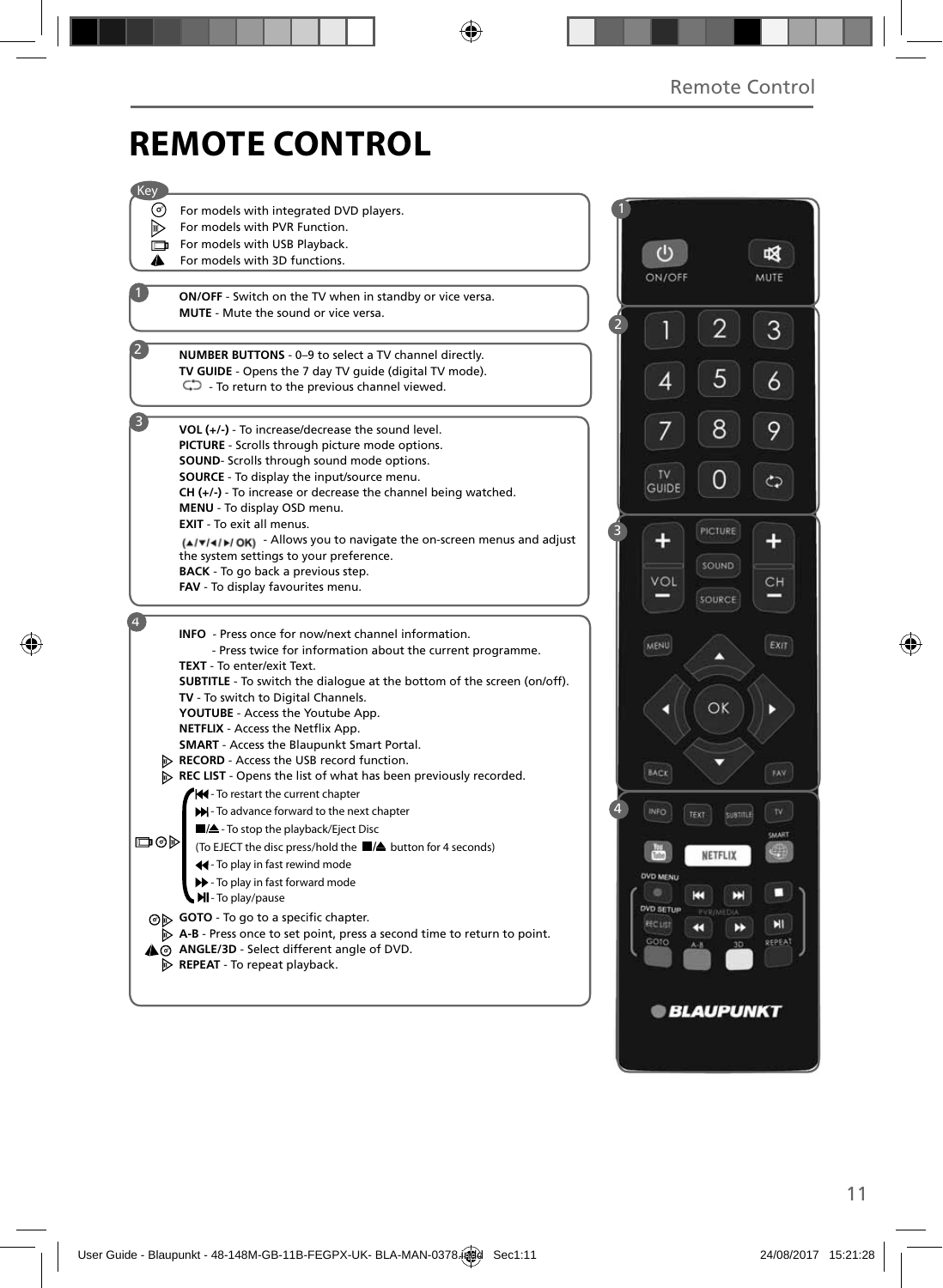# REMOTE CONTROL

**Key**

- For models with integrated DVD players.
- For models with PVR Function.
- For models with USB Playback.
- For models with 3D functions.

**1**

**ON/OFF** - Switch on the TV when in standby or vice versa.
**MUTE** - Mute the sound or vice versa.

**2**

**NUMBER BUTTONS** - 0–9 to select a TV channel directly.
**TV GUIDE** - Opens the 7 day TV guide (digital TV mode).
- To return to the previous channel viewed.

**3**

**VOL (+/-)** - To increase/decrease the sound level.
**PICTURE** - Scrolls through picture mode options.
**SOUND**- Scrolls through sound mode options.
**SOURCE** - To display the input/source menu.
**CH (+/-)** - To increase or decrease the channel being watched.
**MENU** - To display OSD menu.
**EXIT** - To exit all menus.
(▲/▼/◄/►/ OK) - Allows you to navigate the on-screen menus and adjust the system settings to your preference.
**BACK** - To go back a previous step.
**FAV** - To display favourites menu.

**4**

**INFO** - Press once for now/next channel information.
- Press twice for information about the current programme.
**TEXT** - To enter/exit Text.
**SUBTITLE** - To switch the dialogue at the bottom of the screen (on/off).
**TV** - To switch to Digital Channels.
**YOUTUBE** - Access the Youtube App.
**NETFLIX** - Access the Netflix App.
**SMART** - Access the Blaupunkt Smart Portal.
**RECORD** - Access the USB record function.
**REC LIST** - Opens the list of what has been previously recorded.

- ⏮ - To restart the current chapter
- ⏭ - To advance forward to the next chapter
- ■/⏏ - To stop the playback/Eject Disc
(To EJECT the disc press/hold the ■/⏏ button for 4 seconds)
- ◄◄ - To play in fast rewind mode
- ►► - To play in fast forward mode
- ►II - To play/pause

**GOTO** - To go to a specific chapter.
**A-B** - Press once to set point, press a second time to return to point.
**ANGLE/3D** - Select different angle of DVD.
**REPEAT** - To repeat playback.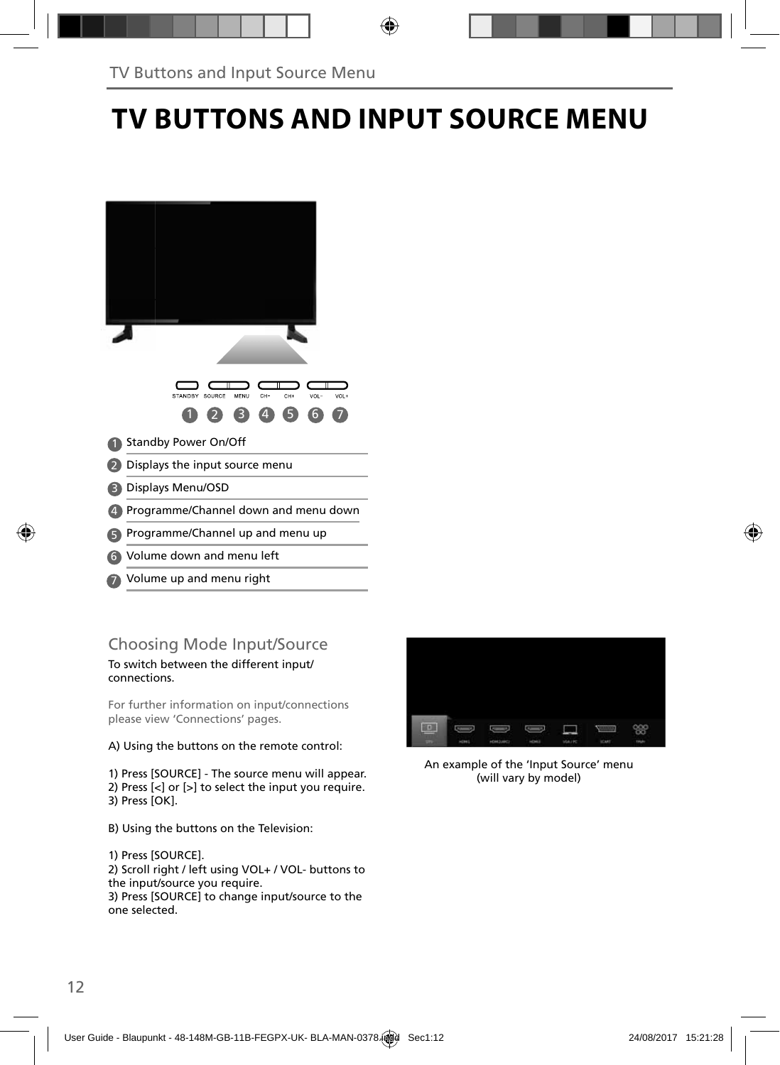# TV BUTTONS AND INPUT SOURCE MENU

STANDBY SOURCE MENU CH- CH+ VOL- VOL+

1 2 3 4 5 6 7

1. Standby Power On/Off
2. Displays the input source menu
3. Displays Menu/OSD
4. Programme/Channel down and menu down
5. Programme/Channel up and menu up
6. Volume down and menu left
7. Volume up and menu right

## Choosing Mode Input/Source

To switch between the different input/ connections.

For further information on input/connections please view 'Connections' pages.

A) Using the buttons on the remote control:

1) Press [SOURCE] - The source menu will appear.
2) Press [<] or [>] to select the input you require.
3) Press [OK].

B) Using the buttons on the Television:

1) Press [SOURCE].
2) Scroll right / left using VOL+ / VOL- buttons to the input/source you require.
3) Press [SOURCE] to change input/source to the one selected.

An example of the 'Input Source' menu (will vary by model)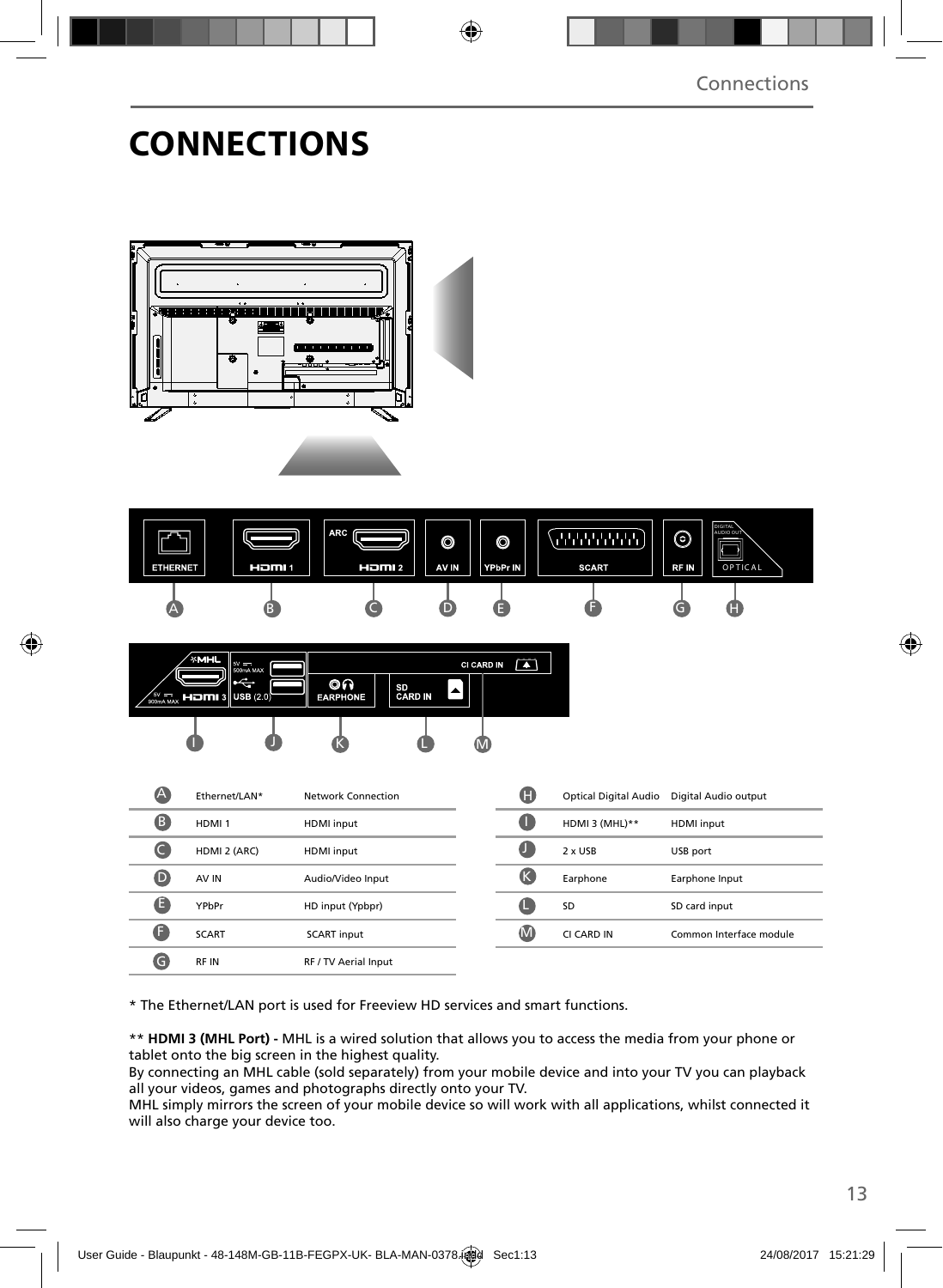# CONNECTIONS

| | | |
|---|---|---|
| A | Ethernet/LAN* | Network Connection |
| B | HDMI 1 | HDMI input |
| C | HDMI 2 (ARC) | HDMI input |
| D | AV IN | Audio/Video Input |
| E | YPbPr | HD input (Ypbpr) |
| F | SCART | SCART input |
| G | RF IN | RF / TV Aerial Input |
| H | Optical Digital Audio | Digital Audio output |
| I | HDMI 3 (MHL)** | HDMI input |
| J | 2 x USB | USB port |
| K | Earphone | Earphone Input |
| L | SD | SD card input |
| M | CI CARD IN | Common Interface module |

\* The Ethernet/LAN port is used for Freeview HD services and smart functions.

\*\* **HDMI 3 (MHL Port) -** MHL is a wired solution that allows you to access the media from your phone or tablet onto the big screen in the highest quality.
By connecting an MHL cable (sold separately) from your mobile device and into your TV you can playback all your videos, games and photographs directly onto your TV.
MHL simply mirrors the screen of your mobile device so will work with all applications, whilst connected it will also charge your device too.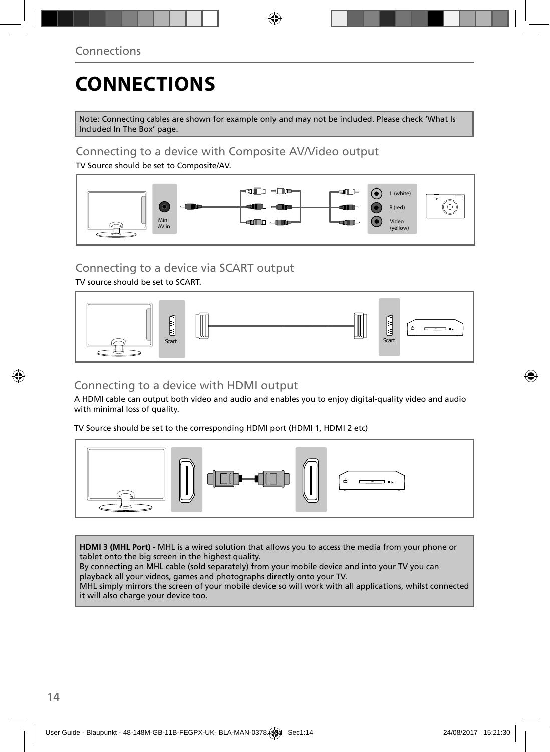# CONNECTIONS

Note: Connecting cables are shown for example only and may not be included. Please check 'What Is Included In The Box' page.

## Connecting to a device with Composite AV/Video output

TV Source should be set to Composite/AV.

Mini AV in

L (white)

R (red)

Video (yellow)

## Connecting to a device via SCART output

TV source should be set to SCART.

Scart

Scart

## Connecting to a device with HDMI output

A HDMI cable can output both video and audio and enables you to enjoy digital-quality video and audio with minimal loss of quality.

TV Source should be set to the corresponding HDMI port (HDMI 1, HDMI 2 etc)

**HDMI 3 (MHL Port) -** MHL is a wired solution that allows you to access the media from your phone or tablet onto the big screen in the highest quality.
By connecting an MHL cable (sold separately) from your mobile device and into your TV you can playback all your videos, games and photographs directly onto your TV.
MHL simply mirrors the screen of your mobile device so will work with all applications, whilst connected it will also charge your device too.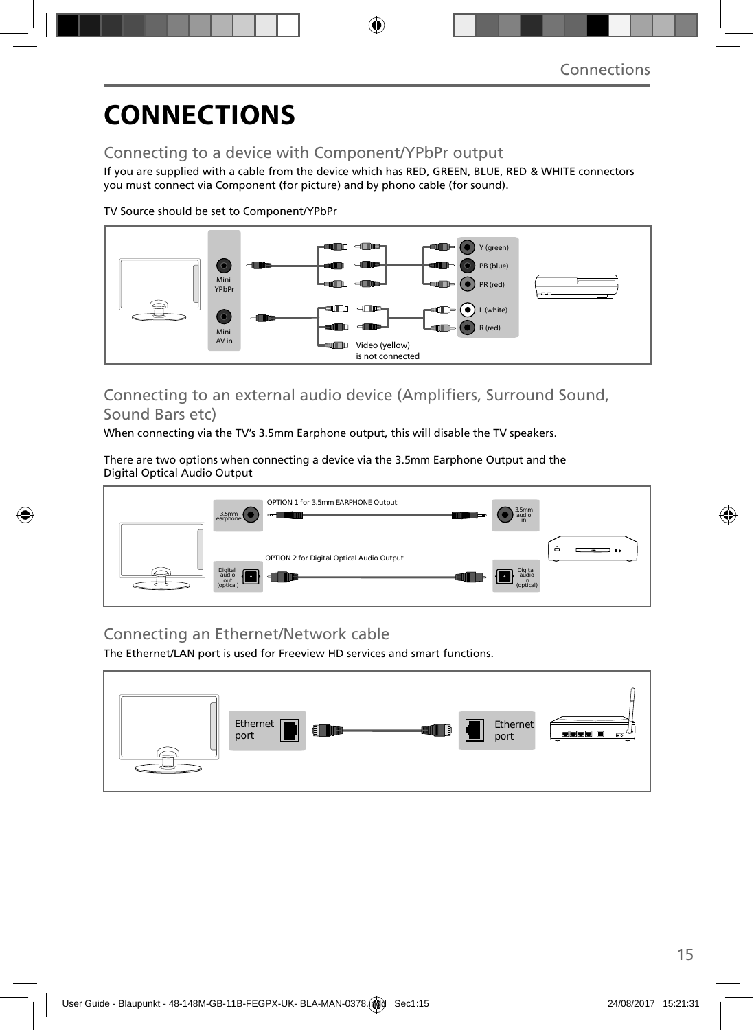# CONNECTIONS

## Connecting to a device with Component/YPbPr output

If you are supplied with a cable from the device which has RED, GREEN, BLUE, RED & WHITE connectors you must connect via Component (for picture) and by phono cable (for sound).

TV Source should be set to Component/YPbPr

Mini YPbPr
Mini AV in
Y (green)
PB (blue)
PR (red)
L (white)
R (red)
Video (yellow) is not connected

## Connecting to an external audio device (Amplifiers, Surround Sound, Sound Bars etc)

When connecting via the TV's 3.5mm Earphone output, this will disable the TV speakers.

There are two options when connecting a device via the 3.5mm Earphone Output and the Digital Optical Audio Output

OPTION 1 for 3.5mm EARPHONE Output
3.5mm earphone
3.5mm audio in
OPTION 2 for Digital Optical Audio Output
Digital audio out (optical)
Digital audio in (optical)

## Connecting an Ethernet/Network cable

The Ethernet/LAN port is used for Freeview HD services and smart functions.

Ethernet port
Ethernet port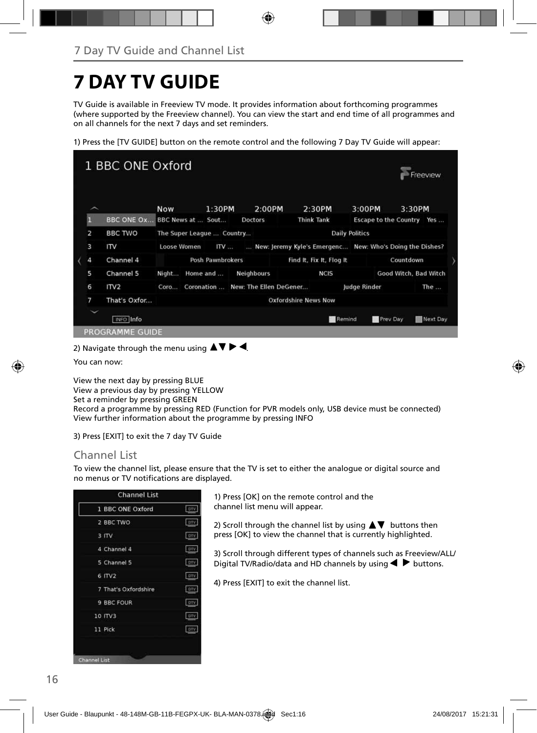# 7 DAY TV GUIDE

TV Guide is available in Freeview TV mode. It provides information about forthcoming programmes (where supported by the Freeview channel). You can view the start and end time of all programmes and on all channels for the next 7 days and set reminders.

1) Press the [TV GUIDE] button on the remote control and the following 7 Day TV Guide will appear:

2) Navigate through the menu using ▲▼▶◀.

You can now:

View the next day by pressing BLUE
View a previous day by pressing YELLOW
Set a reminder by pressing GREEN
Record a programme by pressing RED (Function for PVR models only, USB device must be connected)
View further information about the programme by pressing INFO

3) Press [EXIT] to exit the 7 day TV Guide

## Channel List

To view the channel list, please ensure that the TV is set to either the analogue or digital source and no menus or TV notifications are displayed.

1) Press [OK] on the remote control and the channel list menu will appear.

2) Scroll through the channel list by using ▲▼ buttons then press [OK] to view the channel that is currently highlighted.

3) Scroll through different types of channels such as Freeview/ALL/ Digital TV/Radio/data and HD channels by using ◀ ▶ buttons.

4) Press [EXIT] to exit the channel list.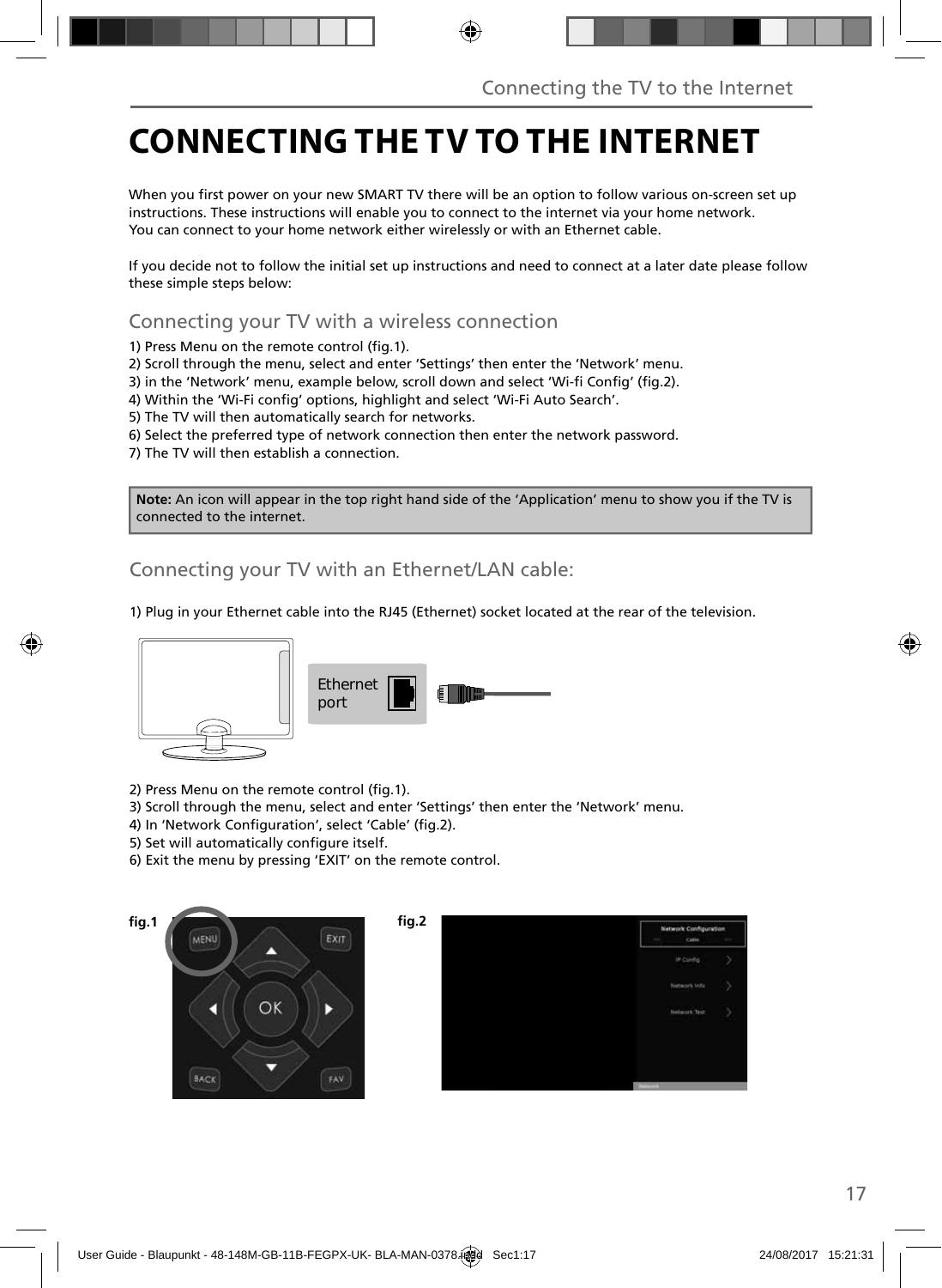# CONNECTING THE TV TO THE INTERNET

When you first power on your new SMART TV there will be an option to follow various on-screen set up instructions. These instructions will enable you to connect to the internet via your home network.
You can connect to your home network either wirelessly or with an Ethernet cable.

If you decide not to follow the initial set up instructions and need to connect at a later date please follow these simple steps below:

## Connecting your TV with a wireless connection

1) Press Menu on the remote control (fig.1).
2) Scroll through the menu, select and enter 'Settings' then enter the 'Network' menu.
3) in the 'Network' menu, example below, scroll down and select 'Wi-fi Config' (fig.2).
4) Within the 'Wi-Fi config' options, highlight and select 'Wi-Fi Auto Search'.
5) The TV will then automatically search for networks.
6) Select the preferred type of network connection then enter the network password.
7) The TV will then establish a connection.

**Note:** An icon will appear in the top right hand side of the 'Application' menu to show you if the TV is connected to the internet.

## Connecting your TV with an Ethernet/LAN cable:

1) Plug in your Ethernet cable into the RJ45 (Ethernet) socket located at the rear of the television.

Ethernet port

2) Press Menu on the remote control (fig.1).
3) Scroll through the menu, select and enter 'Settings' then enter the 'Network' menu.
4) In 'Network Configuration', select 'Cable' (fig.2).
5) Set will automatically configure itself.
6) Exit the menu by pressing 'EXIT' on the remote control.

fig.1

fig.2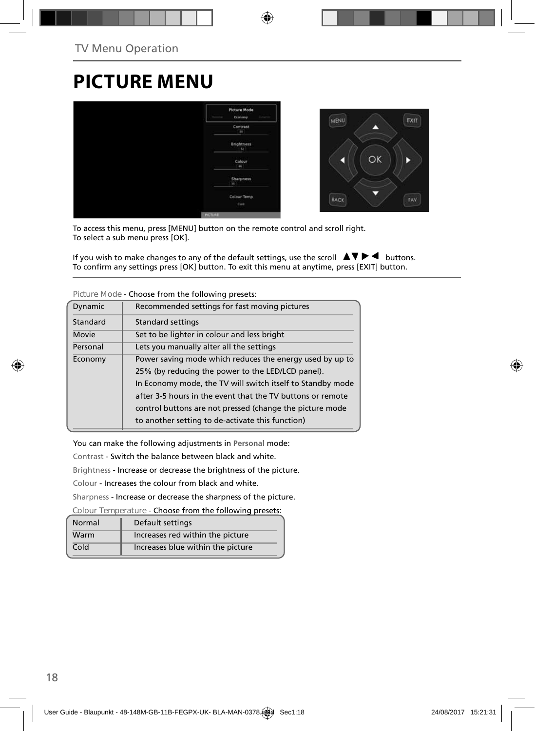TV Menu Operation

# PICTURE MENU

To access this menu, press [MENU] button on the remote control and scroll right.
To select a sub menu press [OK].

If you wish to make changes to any of the default settings, use the scroll ▲▼ ▶ ◀ buttons.
To confirm any settings press [OK] button. To exit this menu at anytime, press [EXIT] button.

Picture Mode - Choose from the following presets:

| | |
|---|---|
| Dynamic | Recommended settings for fast moving pictures |
| Standard | Standard settings |
| Movie | Set to be lighter in colour and less bright |
| Personal | Lets you manually alter all the settings |
| Economy | Power saving mode which reduces the energy used by up to 25% (by reducing the power to the LED/LCD panel). In Economy mode, the TV will switch itself to Standby mode after 3-5 hours in the event that the TV buttons or remote control buttons are not pressed (change the picture mode to another setting to de-activate this function) |

You can make the following adjustments in **Personal** mode:

Contrast - Switch the balance between black and white.

Brightness - Increase or decrease the brightness of the picture.

Colour - Increases the colour from black and white.

Sharpness - Increase or decrease the sharpness of the picture.

Colour Temperature - Choose from the following presets:

| | |
|---|---|
| Normal | Default settings |
| Warm | Increases red within the picture |
| Cold | Increases blue within the picture |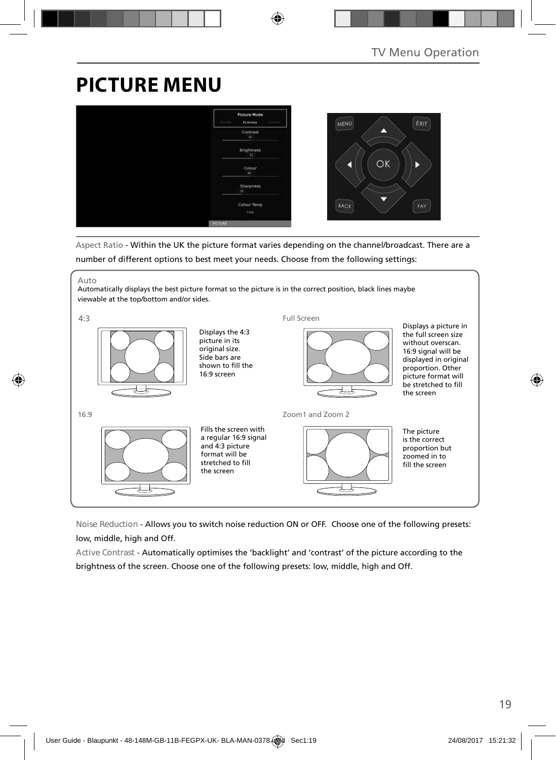# PICTURE MENU

Aspect Ratio - Within the UK the picture format varies depending on the channel/broadcast. There are a number of different options to best meet your needs. Choose from the following settings:

Auto
Automatically displays the best picture format so the picture is in the correct position, black lines maybe viewable at the top/bottom and/or sides.

4:3
Displays the 4:3 picture in its original size. Side bars are shown to fill the 16:9 screen

Full Screen
Displays a picture in the full screen size without overscan. 16:9 signal will be displayed in original proportion. Other picture format will be stretched to fill the screen

16:9
Fills the screen with a regular 16:9 signal and 4:3 picture format will be stretched to fill the screen

Zoom1 and Zoom 2
The picture is the correct proportion but zoomed in to fill the screen

Noise Reduction - Allows you to switch noise reduction ON or OFF. Choose one of the following presets: low, middle, high and Off.

Active Contrast - Automatically optimises the 'backlight' and 'contrast' of the picture according to the brightness of the screen. Choose one of the following presets: low, middle, high and Off.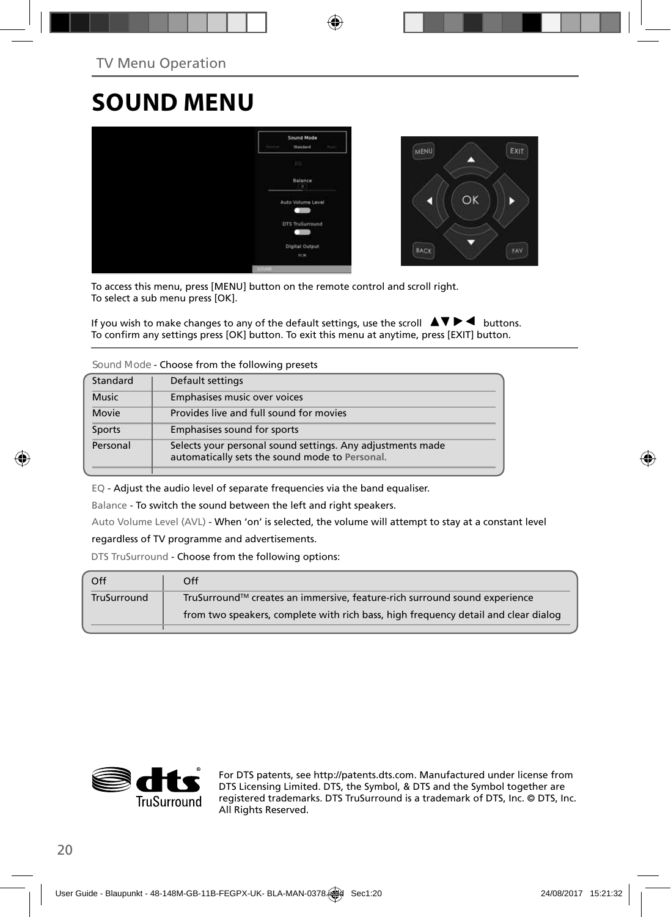## TV Menu Operation

# SOUND MENU

To access this menu, press [MENU] button on the remote control and scroll right.
To select a sub menu press [OK].

If you wish to make changes to any of the default settings, use the scroll ▲▼▶◀ buttons.
To confirm any settings press [OK] button. To exit this menu at anytime, press [EXIT] button.

Sound Mode - Choose from the following presets

| | |
|---|---|
| Standard | Default settings |
| Music | Emphasises music over voices |
| Movie | Provides live and full sound for movies |
| Sports | Emphasises sound for sports |
| Personal | Selects your personal sound settings. Any adjustments made automatically sets the sound mode to **Personal.** |

EQ - Adjust the audio level of separate frequencies via the band equaliser.

Balance - To switch the sound between the left and right speakers.

Auto Volume Level (AVL) - When 'on' is selected, the volume will attempt to stay at a constant level regardless of TV programme and advertisements.

DTS TruSurround - Choose from the following options:

| | |
|---|---|
| Off | Off |
| TruSurround | TruSurround™ creates an immersive, feature-rich surround sound experience from two speakers, complete with rich bass, high frequency detail and clear dialog |

For DTS patents, see http://patents.dts.com. Manufactured under license from DTS Licensing Limited. DTS, the Symbol, & DTS and the Symbol together are registered trademarks. DTS TruSurround is a trademark of DTS, Inc. © DTS, Inc. All Rights Reserved.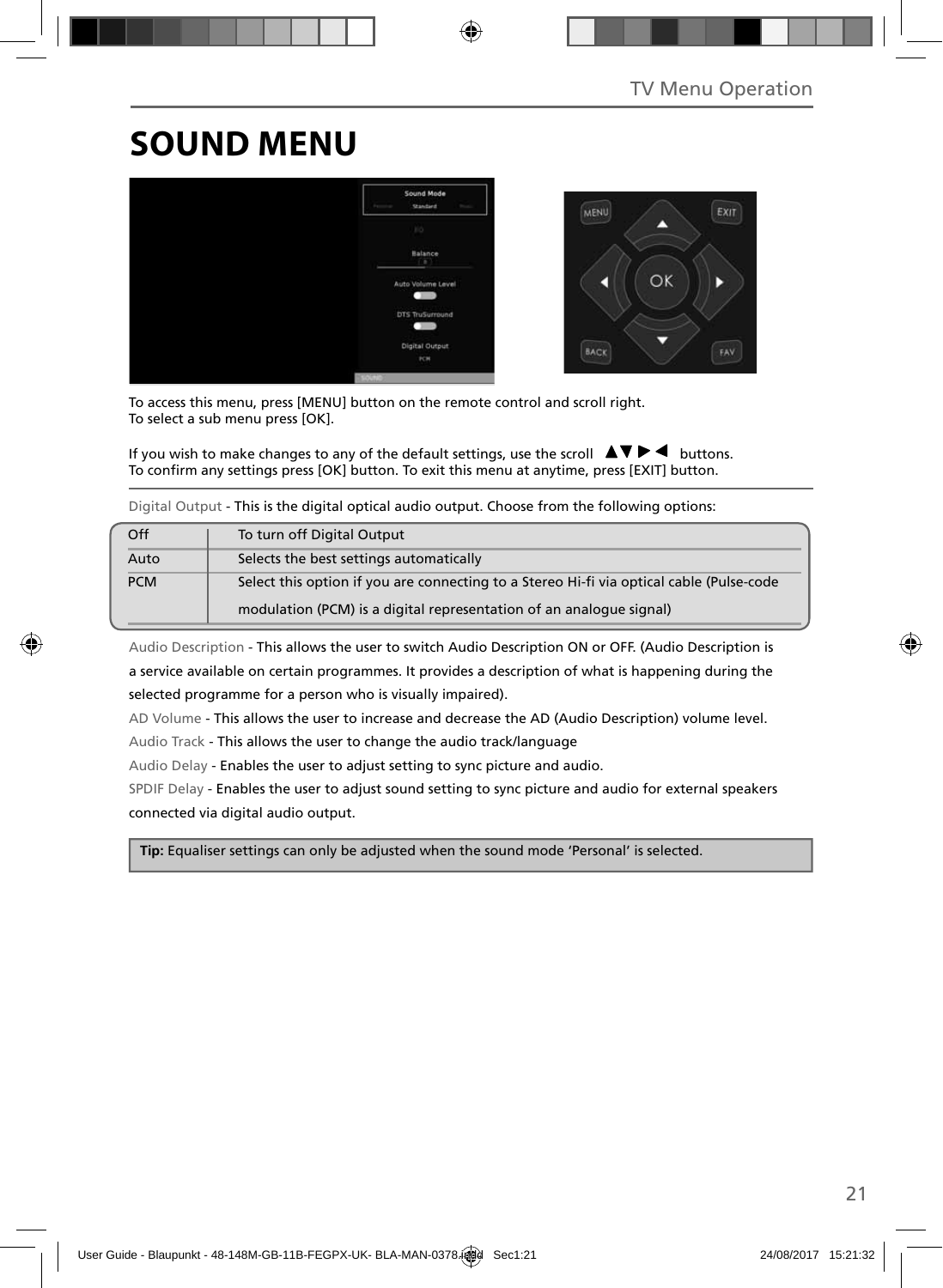# SOUND MENU

To access this menu, press [MENU] button on the remote control and scroll right.
To select a sub menu press [OK].

If you wish to make changes to any of the default settings, use the scroll ▲▼▶◀ buttons.
To confirm any settings press [OK] button. To exit this menu at anytime, press [EXIT] button.

Digital Output - This is the digital optical audio output. Choose from the following options:

| | |
|---|---|
| Off | To turn off Digital Output |
| Auto | Selects the best settings automatically |
| PCM | Select this option if you are connecting to a Stereo Hi-fi via optical cable (Pulse-code modulation (PCM) is a digital representation of an analogue signal) |

Audio Description - This allows the user to switch Audio Description ON or OFF. (Audio Description is a service available on certain programmes. It provides a description of what is happening during the selected programme for a person who is visually impaired).

AD Volume - This allows the user to increase and decrease the AD (Audio Description) volume level.

Audio Track - This allows the user to change the audio track/language

Audio Delay - Enables the user to adjust setting to sync picture and audio.

SPDIF Delay - Enables the user to adjust sound setting to sync picture and audio for external speakers connected via digital audio output.

**Tip:** Equaliser settings can only be adjusted when the sound mode 'Personal' is selected.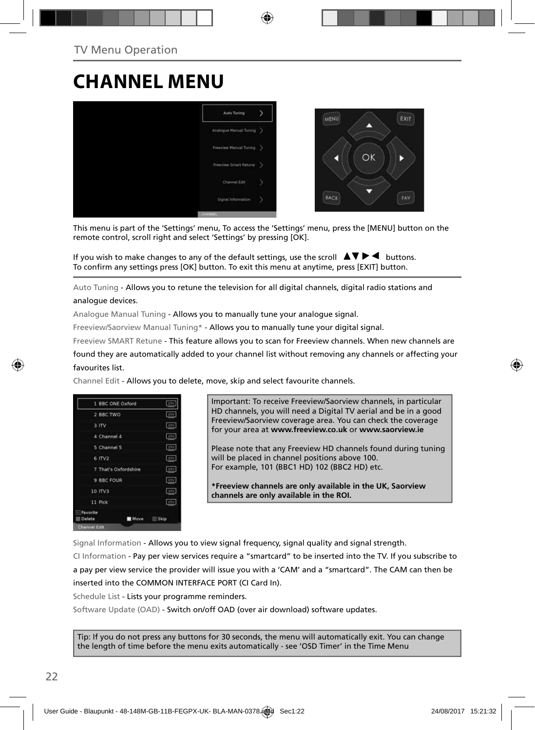## TV Menu Operation

# CHANNEL MENU

This menu is part of the 'Settings' menu, To access the 'Settings' menu, press the [MENU] button on the remote control, scroll right and select 'Settings' by pressing [OK].

If you wish to make changes to any of the default settings, use the scroll ▲▼▶◀ buttons.
To confirm any settings press [OK] button. To exit this menu at anytime, press [EXIT] button.

Auto Tuning - Allows you to retune the television for all digital channels, digital radio stations and analogue devices.

Analogue Manual Tuning - Allows you to manually tune your analogue signal.

Freeview/Saorview Manual Tuning* - Allows you to manually tune your digital signal.

Freeview SMART Retune - This feature allows you to scan for Freeview channels. When new channels are found they are automatically added to your channel list without removing any channels or affecting your favourites list.

Channel Edit - Allows you to delete, move, skip and select favourite channels.

Important: To receive Freeview/Saorview channels, in particular HD channels, you will need a Digital TV aerial and be in a good Freeview/Saorview coverage area. You can check the coverage for your area at **www.freeview.co.uk** or **www.saorview.ie**

Please note that any Freeview HD channels found during tuning will be placed in channel positions above 100.
For example, 101 (BBC1 HD) 102 (BBC2 HD) etc.

**\*Freeview channels are only available in the UK, Saorview channels are only available in the ROI.**

Signal Information - Allows you to view signal frequency, signal quality and signal strength.

CI Information - Pay per view services require a "smartcard" to be inserted into the TV. If you subscribe to a pay per view service the provider will issue you with a 'CAM' and a "smartcard". The CAM can then be inserted into the COMMON INTERFACE PORT (CI Card In).

Schedule List - Lists your programme reminders.

Software Update (OAD) - Switch on/off OAD (over air download) software updates.

Tip: If you do not press any buttons for 30 seconds, the menu will automatically exit. You can change the length of time before the menu exits automatically - see 'OSD Timer' in the Time Menu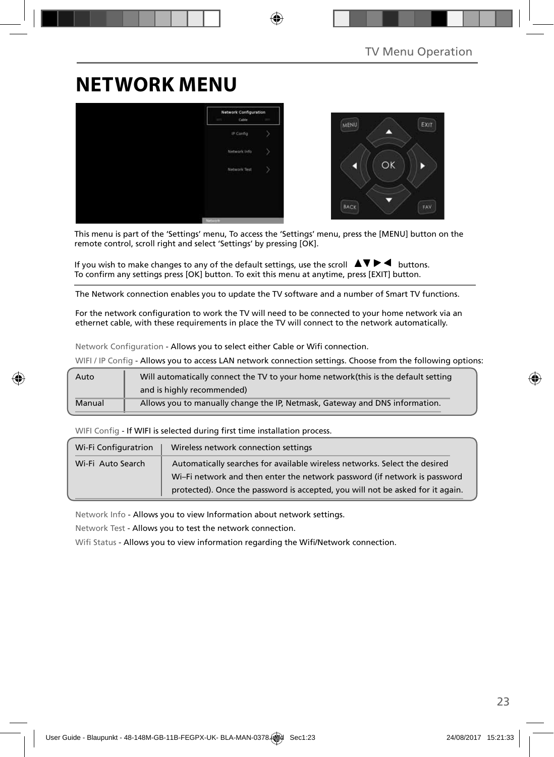# NETWORK MENU

This menu is part of the 'Settings' menu, To access the 'Settings' menu, press the [MENU] button on the remote control, scroll right and select 'Settings' by pressing [OK].

If you wish to make changes to any of the default settings, use the scroll ▲▼▶◀ buttons.
To confirm any settings press [OK] button. To exit this menu at anytime, press [EXIT] button.

The Network connection enables you to update the TV software and a number of Smart TV functions.

For the network configuration to work the TV will need to be connected to your home network via an ethernet cable, with these requirements in place the TV will connect to the network automatically.

Network Configuration - Allows you to select either Cable or Wifi connection.

WIFI / IP Config - Allows you to access LAN network connection settings. Choose from the following options:

| | |
|---|---|
| Auto | Will automatically connect the TV to your home network(this is the default setting and is highly recommended) |
| Manual | Allows you to manually change the IP, Netmask, Gateway and DNS information. |

WIFI Config - If WIFI is selected during first time installation process.

| | |
|---|---|
| Wi-Fi Configuratrion | Wireless network connection settings |
| Wi-Fi Auto Search | Automatically searches for available wireless networks. Select the desired Wi–Fi network and then enter the network password (if network is password protected). Once the password is accepted, you will not be asked for it again. |

Network Info - Allows you to view Information about network settings.

Network Test - Allows you to test the network connection.

Wifi Status - Allows you to view information regarding the Wifi/Network connection.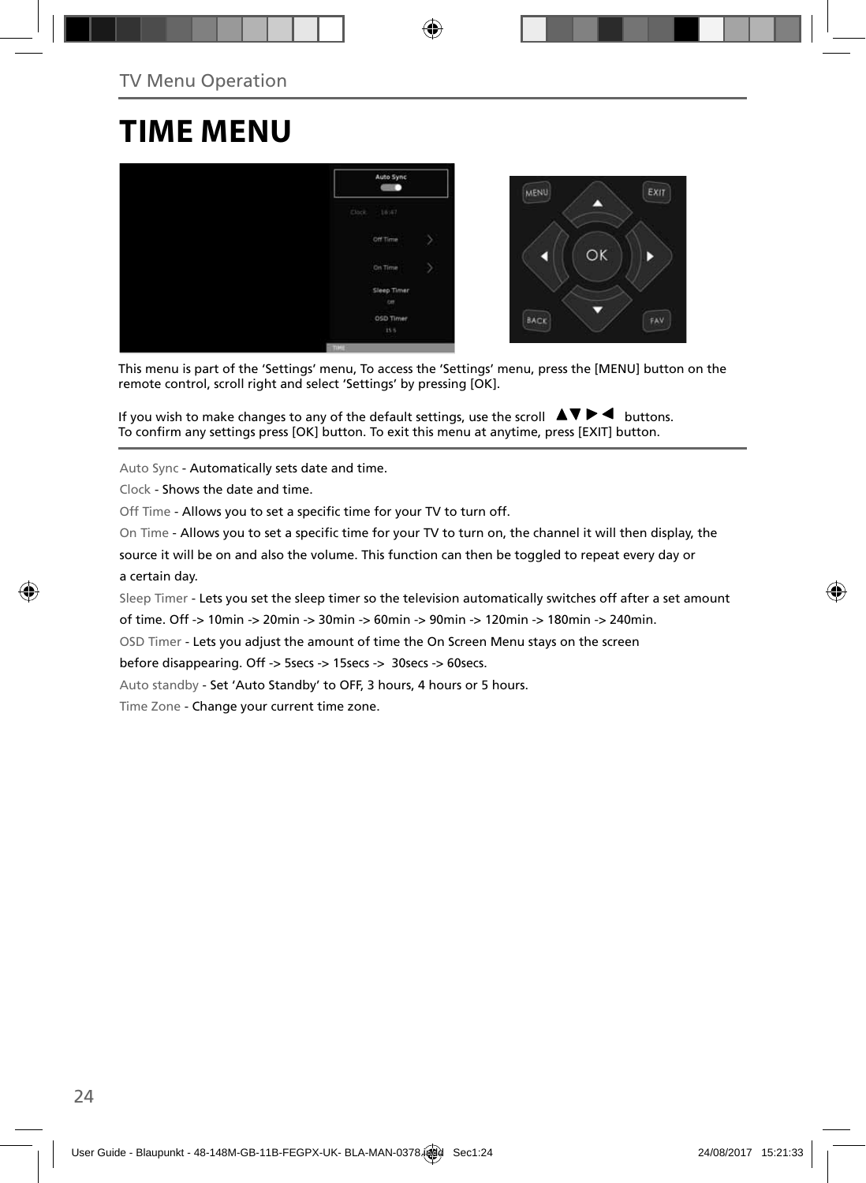TV Menu Operation

# TIME MENU

This menu is part of the 'Settings' menu, To access the 'Settings' menu, press the [MENU] button on the remote control, scroll right and select 'Settings' by pressing [OK].

If you wish to make changes to any of the default settings, use the scroll ▲▼▶◀ buttons.
To confirm any settings press [OK] button. To exit this menu at anytime, press [EXIT] button.

Auto Sync - Automatically sets date and time.

Clock - Shows the date and time.

Off Time - Allows you to set a specific time for your TV to turn off.

On Time - Allows you to set a specific time for your TV to turn on, the channel it will then display, the source it will be on and also the volume. This function can then be toggled to repeat every day or a certain day.

Sleep Timer - Lets you set the sleep timer so the television automatically switches off after a set amount of time. Off -> 10min -> 20min -> 30min -> 60min -> 90min -> 120min -> 180min -> 240min.

OSD Timer - Lets you adjust the amount of time the On Screen Menu stays on the screen before disappearing. Off -> 5secs -> 15secs -> 30secs -> 60secs.

Auto standby - Set 'Auto Standby' to OFF, 3 hours, 4 hours or 5 hours.

Time Zone - Change your current time zone.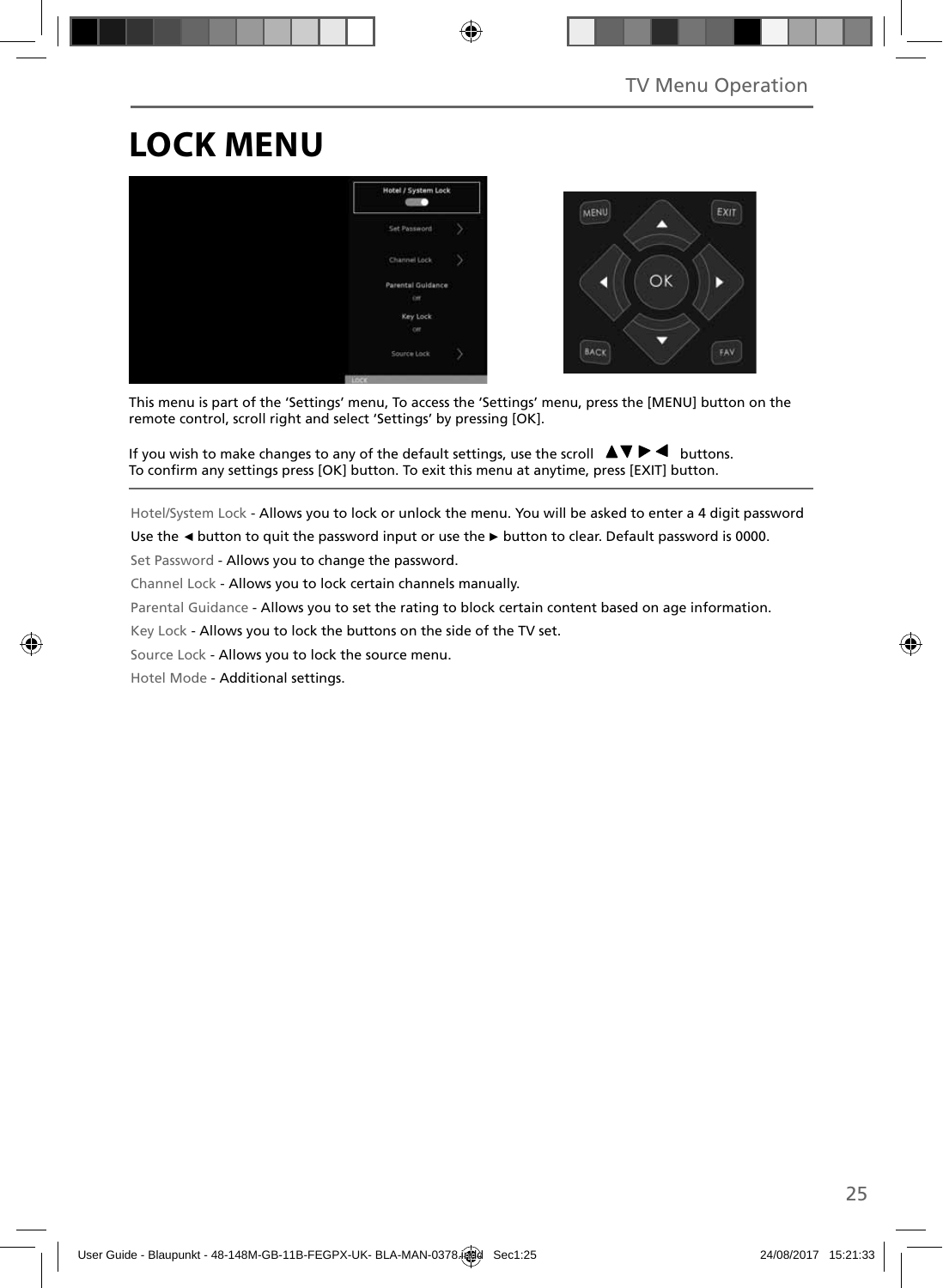# LOCK MENU

This menu is part of the 'Settings' menu, To access the 'Settings' menu, press the [MENU] button on the remote control, scroll right and select 'Settings' by pressing [OK].

If you wish to make changes to any of the default settings, use the scroll ▲▼ ▶ ◀ buttons.
To confirm any settings press [OK] button. To exit this menu at anytime, press [EXIT] button.

Hotel/System Lock - Allows you to lock or unlock the menu. You will be asked to enter a 4 digit password

Use the ◄ button to quit the password input or use the ► button to clear. Default password is 0000.

Set Password - Allows you to change the password.

Channel Lock - Allows you to lock certain channels manually.

Parental Guidance - Allows you to set the rating to block certain content based on age information.

Key Lock - Allows you to lock the buttons on the side of the TV set.

Source Lock - Allows you to lock the source menu.

Hotel Mode - Additional settings.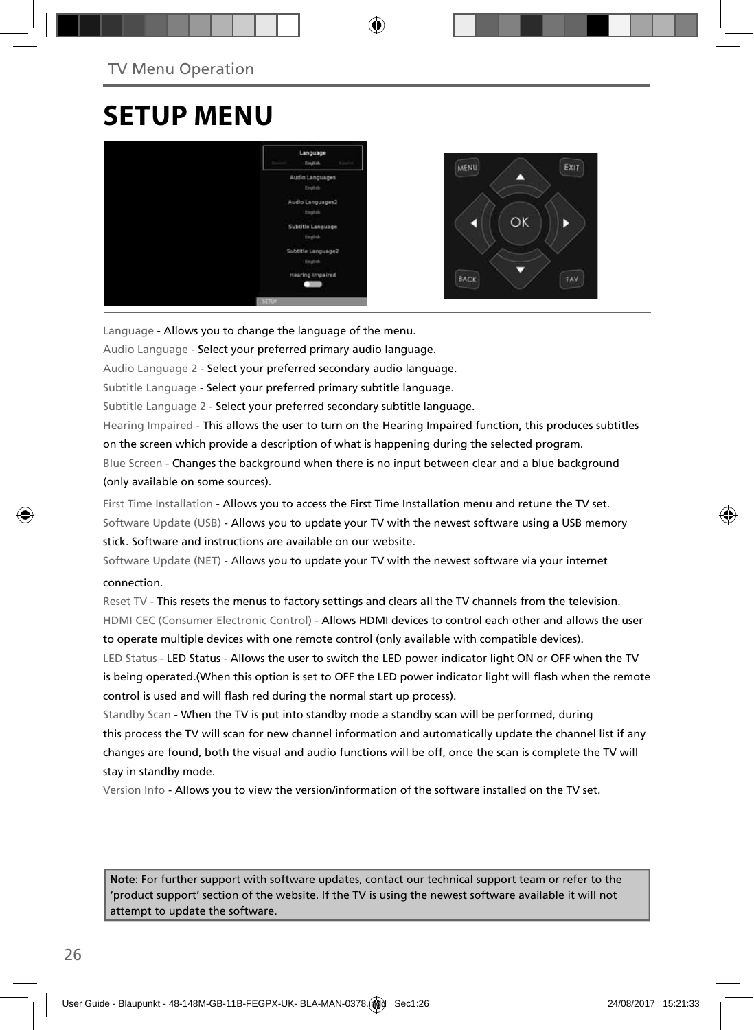# SETUP MENU

Language - Allows you to change the language of the menu.

Audio Language - Select your preferred primary audio language.

Audio Language 2 - Select your preferred secondary audio language.

Subtitle Language - Select your preferred primary subtitle language.

Subtitle Language 2 - Select your preferred secondary subtitle language.

Hearing Impaired - This allows the user to turn on the Hearing Impaired function, this produces subtitles on the screen which provide a description of what is happening during the selected program.

Blue Screen - Changes the background when there is no input between clear and a blue background (only available on some sources).

First Time Installation - Allows you to access the First Time Installation menu and retune the TV set.

Software Update (USB) - Allows you to update your TV with the newest software using a USB memory stick. Software and instructions are available on our website.

Software Update (NET) - Allows you to update your TV with the newest software via your internet connection.

Reset TV - This resets the menus to factory settings and clears all the TV channels from the television.

HDMI CEC (Consumer Electronic Control) - Allows HDMI devices to control each other and allows the user to operate multiple devices with one remote control (only available with compatible devices).

LED Status - LED Status - Allows the user to switch the LED power indicator light ON or OFF when the TV is being operated.(When this option is set to OFF the LED power indicator light will flash when the remote control is used and will flash red during the normal start up process).

Standby Scan - When the TV is put into standby mode a standby scan will be performed, during this process the TV will scan for new channel information and automatically update the channel list if any changes are found, both the visual and audio functions will be off, once the scan is complete the TV will stay in standby mode.

Version Info - Allows you to view the version/information of the software installed on the TV set.

**Note**: For further support with software updates, contact our technical support team or refer to the 'product support' section of the website. If the TV is using the newest software available it will not attempt to update the software.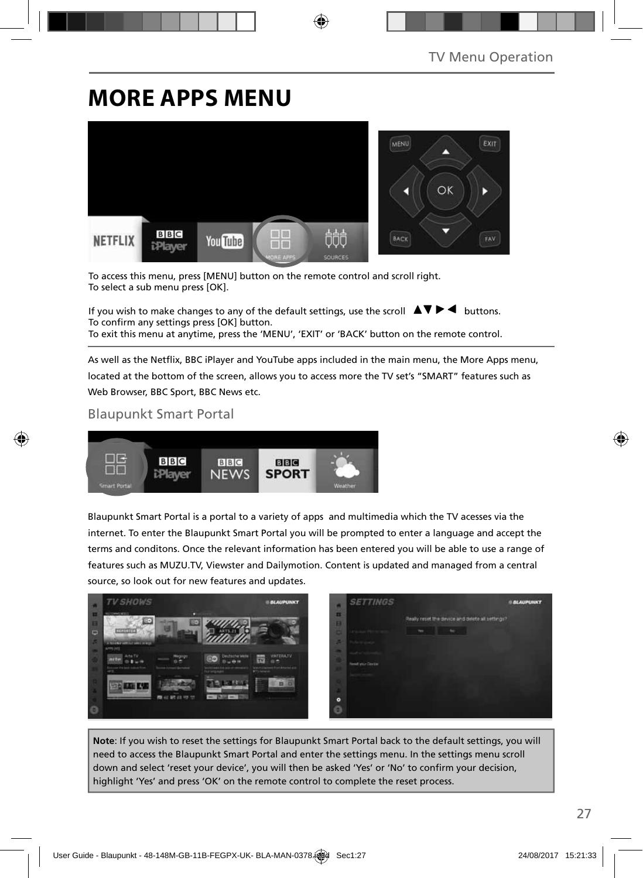# MORE APPS MENU

To access this menu, press [MENU] button on the remote control and scroll right.
To select a sub menu press [OK].

If you wish to make changes to any of the default settings, use the scroll ▲▼►◄ buttons.
To confirm any settings press [OK] button.
To exit this menu at anytime, press the 'MENU', 'EXIT' or 'BACK' button on the remote control.

As well as the Netflix, BBC iPlayer and YouTube apps included in the main menu, the More Apps menu, located at the bottom of the screen, allows you to access more the TV set's "SMART" features such as Web Browser, BBC Sport, BBC News etc.

## Blaupunkt Smart Portal

Blaupunkt Smart Portal is a portal to a variety of apps and multimedia which the TV acesses via the internet. To enter the Blaupunkt Smart Portal you will be prompted to enter a language and accept the terms and conditons. Once the relevant information has been entered you will be able to use a range of features such as MUZU.TV, Viewster and Dailymotion. Content is updated and managed from a central source, so look out for new features and updates.

**Note**: If you wish to reset the settings for Blaupunkt Smart Portal back to the default settings, you will need to access the Blaupunkt Smart Portal and enter the settings menu. In the settings menu scroll down and select 'reset your device', you will then be asked 'Yes' or 'No' to confirm your decision, highlight 'Yes' and press 'OK' on the remote control to complete the reset process.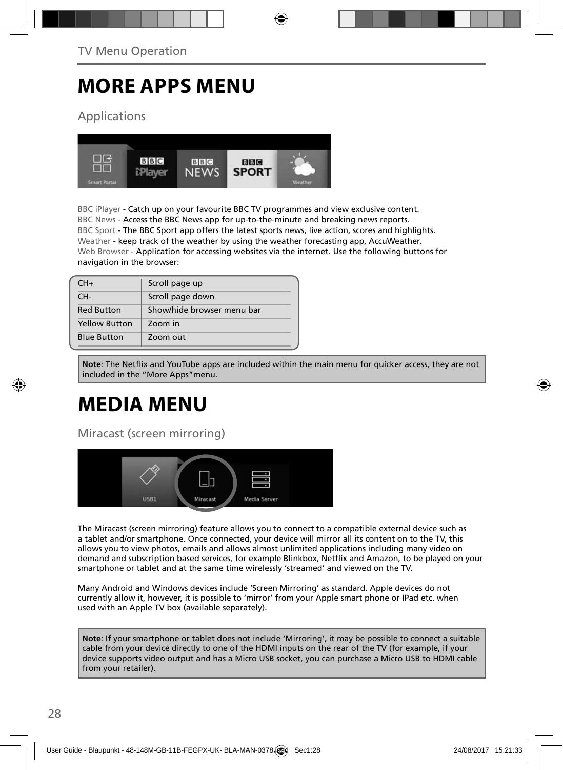# MORE APPS MENU

## Applications

BBC iPlayer - Catch up on your favourite BBC TV programmes and view exclusive content.
BBC News - Access the BBC News app for up-to-the-minute and breaking news reports.
BBC Sport - The BBC Sport app offers the latest sports news, live action, scores and highlights.
Weather - keep track of the weather by using the weather forecasting app, AccuWeather.
Web Browser - Application for accessing websites via the internet. Use the following buttons for navigation in the browser:

| | |
|---|---|
| CH+ | Scroll page up |
| CH- | Scroll page down |
| Red Button | Show/hide browser menu bar |
| Yellow Button | Zoom in |
| Blue Button | Zoom out |

**Note**: The Netflix and YouTube apps are included within the main menu for quicker access, they are not included in the “More Apps”menu.

# MEDIA MENU

## Miracast (screen mirroring)

The Miracast (screen mirroring) feature allows you to connect to a compatible external device such as a tablet and/or smartphone. Once connected, your device will mirror all its content on to the TV, this allows you to view photos, emails and allows almost unlimited applications including many video on demand and subscription based services, for example Blinkbox, Netflix and Amazon, to be played on your smartphone or tablet and at the same time wirelessly ‘streamed’ and viewed on the TV.

Many Android and Windows devices include ‘Screen Mirroring’ as standard. Apple devices do not currently allow it, however, it is possible to ‘mirror’ from your Apple smart phone or IPad etc. when used with an Apple TV box (available separately).

**Note**: If your smartphone or tablet does not include ‘Mirroring’, it may be possible to connect a suitable cable from your device directly to one of the HDMI inputs on the rear of the TV (for example, if your device supports video output and has a Micro USB socket, you can purchase a Micro USB to HDMI cable from your retailer).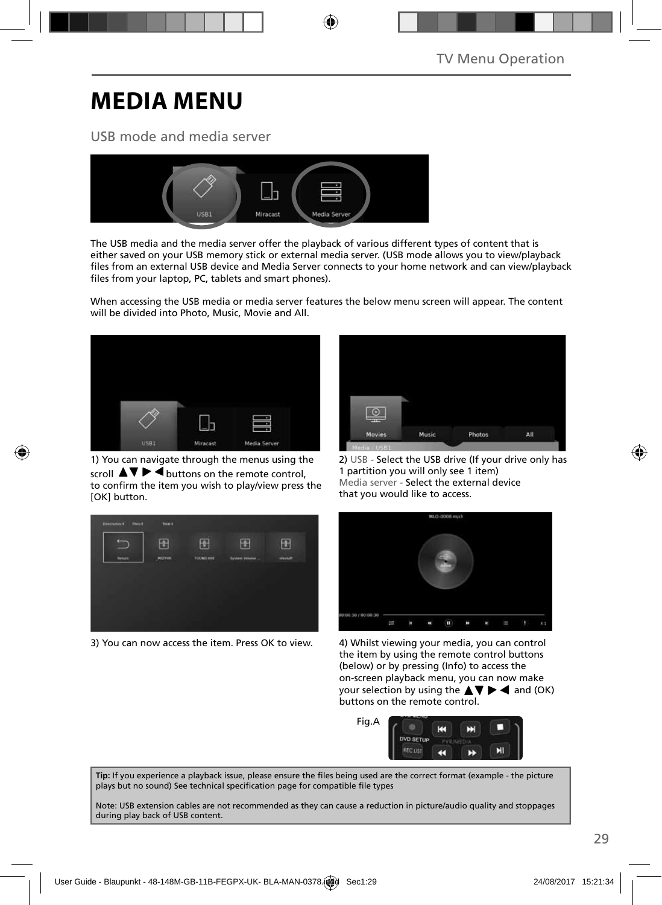# MEDIA MENU

USB mode and media server

The USB media and the media server offer the playback of various different types of content that is either saved on your USB memory stick or external media server. (USB mode allows you to view/playback files from an external USB device and Media Server connects to your home network and can view/playback files from your laptop, PC, tablets and smart phones).

When accessing the USB media or media server features the below menu screen will appear. The content will be divided into Photo, Music, Movie and All.

1) You can navigate through the menus using the scroll ▲▼ ▶ ◀ buttons on the remote control, to confirm the item you wish to play/view press the [OK] button.

2) USB - Select the USB drive (If your drive only has 1 partition you will only see 1 item)
Media server - Select the external device that you would like to access.

3) You can now access the item. Press OK to view.

4) Whilst viewing your media, you can control the item by using the remote control buttons (below) or by pressing (Info) to access the on-screen playback menu, you can now make your selection by using the ▲▼ ▶ ◀ and (OK) buttons on the remote control.

Fig.A

**Tip:** If you experience a playback issue, please ensure the files being used are the correct format (example - the picture plays but no sound) See technical specification page for compatible file types

Note: USB extension cables are not recommended as they can cause a reduction in picture/audio quality and stoppages during play back of USB content.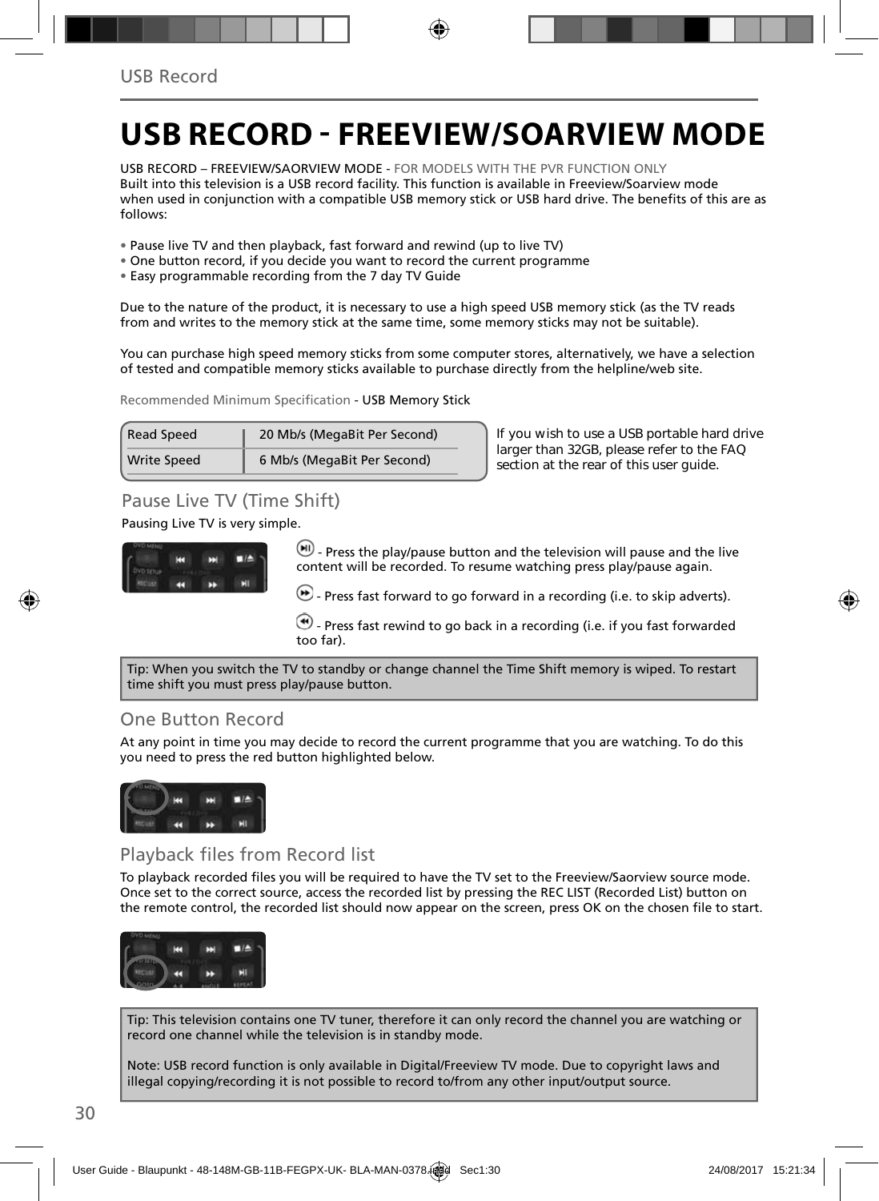# USB RECORD - FREEVIEW/SOARVIEW MODE

USB RECORD – FREEVIEW/SAORVIEW MODE - FOR MODELS WITH THE PVR FUNCTION ONLY
Built into this television is a USB record facility. This function is available in Freeview/Soarview mode when used in conjunction with a compatible USB memory stick or USB hard drive. The benefits of this are as follows:

- Pause live TV and then playback, fast forward and rewind (up to live TV)
- One button record, if you decide you want to record the current programme
- Easy programmable recording from the 7 day TV Guide

Due to the nature of the product, it is necessary to use a high speed USB memory stick (as the TV reads from and writes to the memory stick at the same time, some memory sticks may not be suitable).

You can purchase high speed memory sticks from some computer stores, alternatively, we have a selection of tested and compatible memory sticks available to purchase directly from the helpline/web site.

Recommended Minimum Specification - USB Memory Stick

| | |
|---|---|
| Read Speed | 20 Mb/s (MegaBit Per Second) |
| Write Speed | 6 Mb/s (MegaBit Per Second) |

If you wish to use a USB portable hard drive larger than 32GB, please refer to the FAQ section at the rear of this user guide.

## Pause Live TV (Time Shift)

Pausing Live TV is very simple.

- Press the play/pause button and the television will pause and the live content will be recorded. To resume watching press play/pause again.

- Press fast forward to go forward in a recording (i.e. to skip adverts).

- Press fast rewind to go back in a recording (i.e. if you fast forwarded too far).

Tip: When you switch the TV to standby or change channel the Time Shift memory is wiped. To restart time shift you must press play/pause button.

## One Button Record

At any point in time you may decide to record the current programme that you are watching. To do this you need to press the red button highlighted below.

## Playback files from Record list

To playback recorded files you will be required to have the TV set to the Freeview/Saorview source mode. Once set to the correct source, access the recorded list by pressing the REC LIST (Recorded List) button on the remote control, the recorded list should now appear on the screen, press OK on the chosen file to start.

Tip: This television contains one TV tuner, therefore it can only record the channel you are watching or record one channel while the television is in standby mode.

Note: USB record function is only available in Digital/Freeview TV mode. Due to copyright laws and illegal copying/recording it is not possible to record to/from any other input/output source.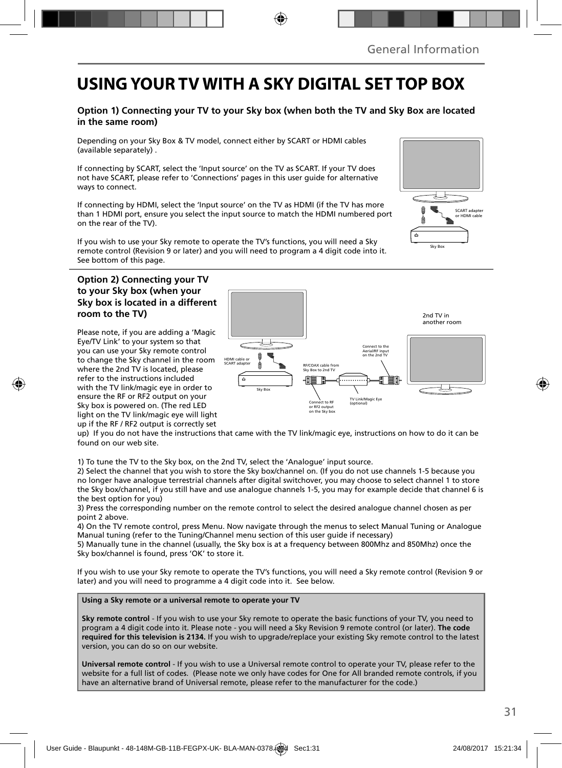# USING YOUR TV WITH A SKY DIGITAL SET TOP BOX

### Option 1) Connecting your TV to your Sky box (when both the TV and Sky Box are located in the same room)

Depending on your Sky Box & TV model, connect either by SCART or HDMI cables (available separately) .

If connecting by SCART, select the 'Input source' on the TV as SCART. If your TV does not have SCART, please refer to 'Connections' pages in this user guide for alternative ways to connect.

If connecting by HDMI, select the 'Input source' on the TV as HDMI (if the TV has more than 1 HDMI port, ensure you select the input source to match the HDMI numbered port on the rear of the TV).

If you wish to use your Sky remote to operate the TV's functions, you will need a Sky remote control (Revision 9 or later) and you will need to program a 4 digit code into it. See bottom of this page.

SCART adapter or HDMI cable

Sky Box

### Option 2) Connecting your TV to your Sky box (when your Sky box is located in a different room to the TV)

Please note, if you are adding a 'Magic Eye/TV Link' to your system so that you can use your Sky remote control to change the Sky channel in the room where the 2nd TV is located, please refer to the instructions included with the TV link/magic eye in order to ensure the RF or RF2 output on your Sky box is powered on. (The red LED light on the TV link/magic eye will light up if the RF / RF2 output is correctly set up) If you do not have the instructions that came with the TV link/magic eye, instructions on how to do it can be found on our web site.

2nd TV in another room

Connect to the Aerial/RF input on the 2nd TV

HDMI cable or SCART adapter

RF/COAX cable from Sky Box to 2nd TV

Sky Box

Connect to RF or RF2 output on the Sky box

TV Link/Magic Eye (optional)

1) To tune the TV to the Sky box, on the 2nd TV, select the 'Analogue' input source.
2) Select the channel that you wish to store the Sky box/channel on. (If you do not use channels 1-5 because you no longer have analogue terrestrial channels after digital switchover, you may choose to select channel 1 to store the Sky box/channel, if you still have and use analogue channels 1-5, you may for example decide that channel 6 is the best option for you)
3) Press the corresponding number on the remote control to select the desired analogue channel chosen as per point 2 above.
4) On the TV remote control, press Menu. Now navigate through the menus to select Manual Tuning or Analogue Manual tuning (refer to the Tuning/Channel menu section of this user guide if necessary)
5) Manually tune in the channel (usually, the Sky box is at a frequency between 800Mhz and 850Mhz) once the Sky box/channel is found, press 'OK' to store it.

If you wish to use your Sky remote to operate the TV's functions, you will need a Sky remote control (Revision 9 or later) and you will need to programme a 4 digit code into it. See below.

**Using a Sky remote or a universal remote to operate your TV**

**Sky remote control** - If you wish to use your Sky remote to operate the basic functions of your TV, you need to program a 4 digit code into it. Please note - you will need a Sky Revision 9 remote control (or later). **The code required for this television is 2134.** If you wish to upgrade/replace your existing Sky remote control to the latest version, you can do so on our website.

**Universal remote control** - If you wish to use a Universal remote control to operate your TV, please refer to the website for a full list of codes. (Please note we only have codes for One for All branded remote controls, if you have an alternative brand of Universal remote, please refer to the manufacturer for the code.)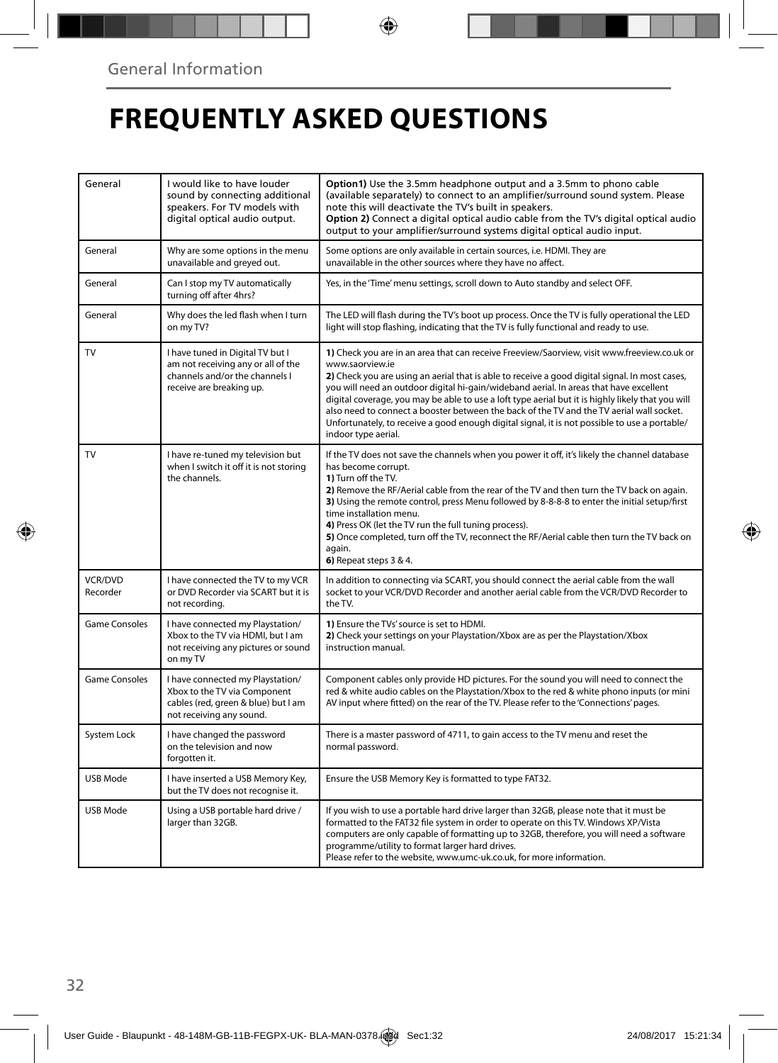General Information

# FREQUENTLY ASKED QUESTIONS

| | | |
|---|---|---|
| General | I would like to have louder sound by connecting additional speakers. For TV models with digital optical audio output. | **Option1)** Use the 3.5mm headphone output and a 3.5mm to phono cable (available separately) to connect to an amplifier/surround sound system. Please note this will deactivate the TV's built in speakers.<br>**Option 2)** Connect a digital optical audio cable from the TV's digital optical audio output to your amplifier/surround systems digital optical audio input. |
| General | Why are some options in the menu unavailable and greyed out. | Some options are only available in certain sources, i.e. HDMI. They are unavailable in the other sources where they have no affect. |
| General | Can I stop my TV automatically turning off after 4hrs? | Yes, in the 'Time' menu settings, scroll down to Auto standby and select OFF. |
| General | Why does the led flash when I turn on my TV? | The LED will flash during the TV's boot up process. Once the TV is fully operational the LED light will stop flashing, indicating that the TV is fully functional and ready to use. |
| TV | I have tuned in Digital TV but I am not receiving any or all of the channels and/or the channels I receive are breaking up. | **1)** Check you are in an area that can receive Freeview/Saorview, visit www.freeview.co.uk or www.saorview.ie<br>**2)** Check you are using an aerial that is able to receive a good digital signal. In most cases, you will need an outdoor digital hi-gain/wideband aerial. In areas that have excellent digital coverage, you may be able to use a loft type aerial but it is highly likely that you will also need to connect a booster between the back of the TV and the TV aerial wall socket. Unfortunately, to receive a good enough digital signal, it is not possible to use a portable/indoor type aerial. |
| TV | I have re-tuned my television but when I switch it off it is not storing the channels. | If the TV does not save the channels when you power it off, it's likely the channel database has become corrupt.<br>**1)** Turn off the TV.<br>**2)** Remove the RF/Aerial cable from the rear of the TV and then turn the TV back on again.<br>**3)** Using the remote control, press Menu followed by 8-8-8-8 to enter the initial setup/first time installation menu.<br>**4)** Press OK (let the TV run the full tuning process).<br>**5)** Once completed, turn off the TV, reconnect the RF/Aerial cable then turn the TV back on again.<br>**6)** Repeat steps 3 & 4. |
| VCR/DVD Recorder | I have connected the TV to my VCR or DVD Recorder via SCART but it is not recording. | In addition to connecting via SCART, you should connect the aerial cable from the wall socket to your VCR/DVD Recorder and another aerial cable from the VCR/DVD Recorder to the TV. |
| Game Consoles | I have connected my Playstation/Xbox to the TV via HDMI, but I am not receiving any pictures or sound on my TV | **1)** Ensure the TVs' source is set to HDMI.<br>**2)** Check your settings on your Playstation/Xbox are as per the Playstation/Xbox instruction manual. |
| Game Consoles | I have connected my Playstation/Xbox to the TV via Component cables (red, green & blue) but I am not receiving any sound. | Component cables only provide HD pictures. For the sound you will need to connect the red & white audio cables on the Playstation/Xbox to the red & white phono inputs (or mini AV input where fitted) on the rear of the TV. Please refer to the 'Connections' pages. |
| System Lock | I have changed the password on the television and now forgotten it. | There is a master password of 4711, to gain access to the TV menu and reset the normal password. |
| USB Mode | I have inserted a USB Memory Key, but the TV does not recognise it. | Ensure the USB Memory Key is formatted to type FAT32. |
| USB Mode | Using a USB portable hard drive / larger than 32GB. | If you wish to use a portable hard drive larger than 32GB, please note that it must be formatted to the FAT32 file system in order to operate on this TV. Windows XP/Vista computers are only capable of formatting up to 32GB, therefore, you will need a software programme/utility to format larger hard drives.<br>Please refer to the website, www.umc-uk.co.uk, for more information. |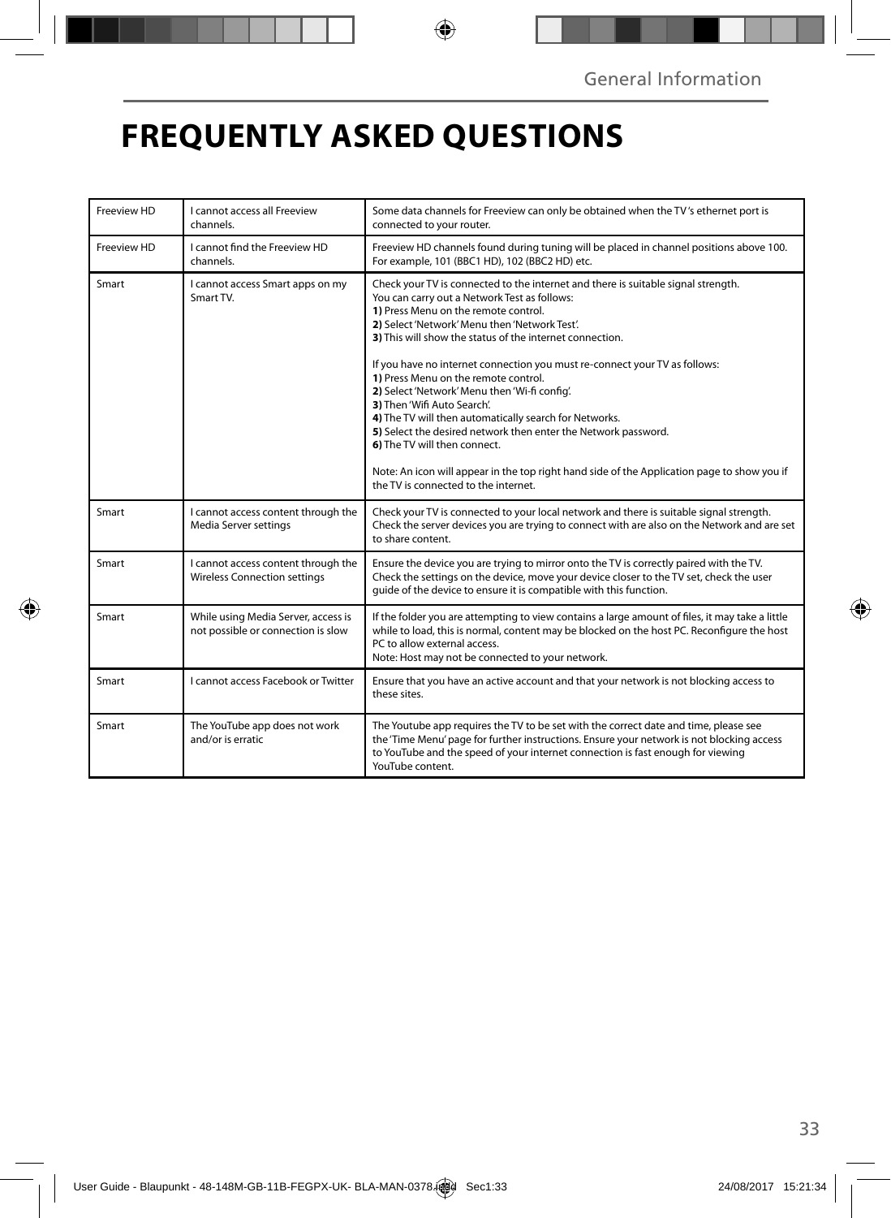# FREQUENTLY ASKED QUESTIONS

| | | |
|---|---|---|
| Freeview HD | I cannot access all Freeview channels. | Some data channels for Freeview can only be obtained when the TV 's ethernet port is connected to your router. |
| Freeview HD | I cannot find the Freeview HD channels. | Freeview HD channels found during tuning will be placed in channel positions above 100. For example, 101 (BBC1 HD), 102 (BBC2 HD) etc. |
| Smart | I cannot access Smart apps on my Smart TV. | Check your TV is connected to the internet and there is suitable signal strength.<br>You can carry out a Network Test as follows:<br>**1)** Press Menu on the remote control.<br>**2)** Select 'Network' Menu then 'Network Test'.<br>**3)** This will show the status of the internet connection.<br><br>If you have no internet connection you must re-connect your TV as follows:<br>**1)** Press Menu on the remote control.<br>**2)** Select 'Network' Menu then 'Wi-fi config'.<br>**3)** Then 'Wifi Auto Search'.<br>**4)** The TV will then automatically search for Networks.<br>**5)** Select the desired network then enter the Network password.<br>**6)** The TV will then connect.<br><br>Note: An icon will appear in the top right hand side of the Application page to show you if the TV is connected to the internet. |
| Smart | I cannot access content through the Media Server settings | Check your TV is connected to your local network and there is suitable signal strength. Check the server devices you are trying to connect with are also on the Network and are set to share content. |
| Smart | I cannot access content through the Wireless Connection settings | Ensure the device you are trying to mirror onto the TV is correctly paired with the TV. Check the settings on the device, move your device closer to the TV set, check the user guide of the device to ensure it is compatible with this function. |
| Smart | While using Media Server, access is not possible or connection is slow | If the folder you are attempting to view contains a large amount of files, it may take a little while to load, this is normal, content may be blocked on the host PC. Reconfigure the host PC to allow external access.<br>Note: Host may not be connected to your network. |
| Smart | I cannot access Facebook or Twitter | Ensure that you have an active account and that your network is not blocking access to these sites. |
| Smart | The YouTube app does not work and/or is erratic | The Youtube app requires the TV to be set with the correct date and time, please see the 'Time Menu' page for further instructions. Ensure your network is not blocking access to YouTube and the speed of your internet connection is fast enough for viewing YouTube content. |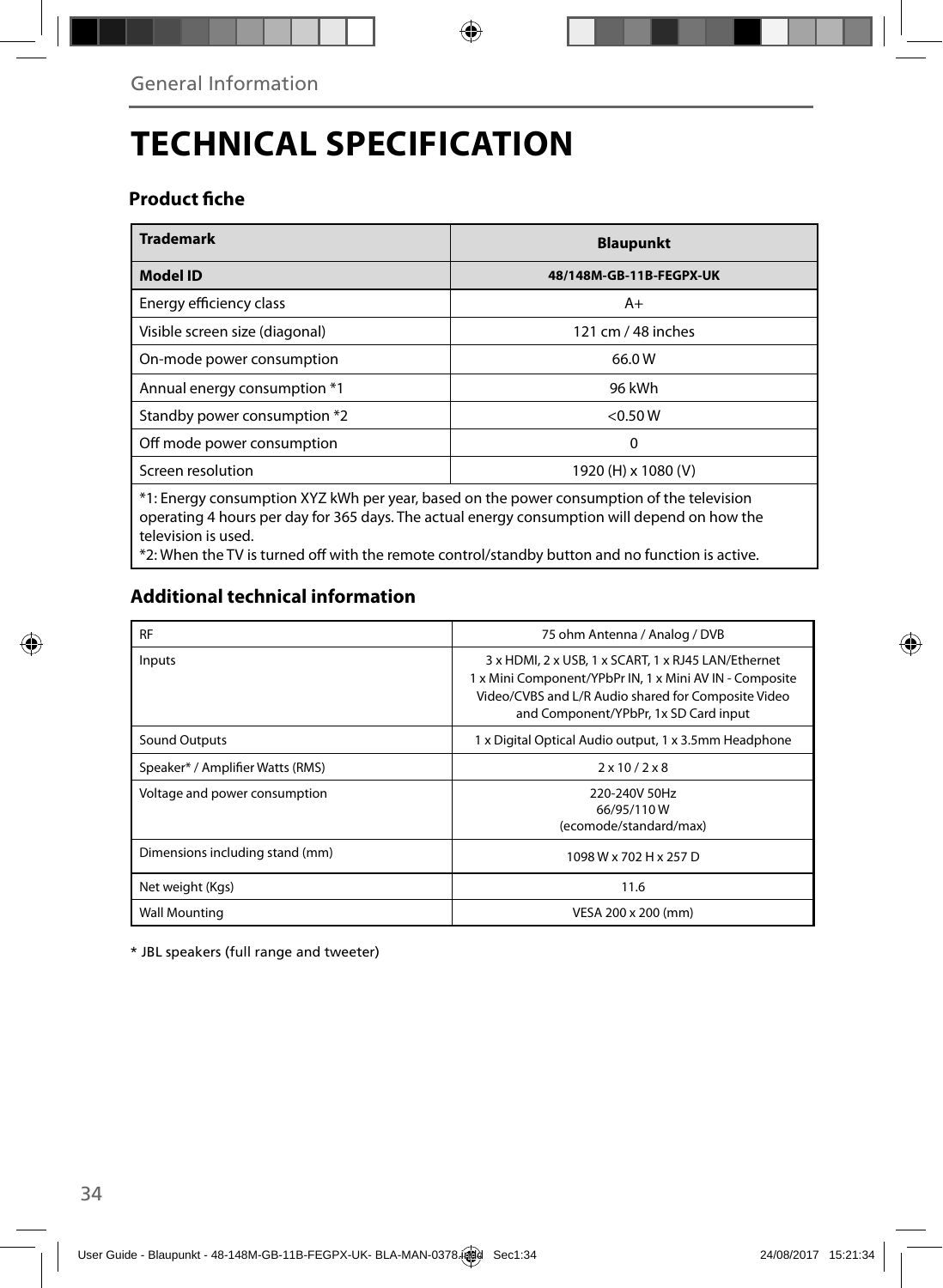General Information

# TECHNICAL SPECIFICATION

## Product fiche

| **Trademark** | **Blaupunkt** |
|---|---|
| **Model ID** | **48/148M-GB-11B-FEGPX-UK** |
| Energy efficiency class | A+ |
| Visible screen size (diagonal) | 121 cm / 48 inches |
| On-mode power consumption | 66.0 W |
| Annual energy consumption *1 | 96 kWh |
| Standby power consumption *2 | <0.50 W |
| Off mode power consumption | 0 |
| Screen resolution | 1920 (H) x 1080 (V) |

*1: Energy consumption XYZ kWh per year, based on the power consumption of the television operating 4 hours per day for 365 days. The actual energy consumption will depend on how the television is used.
*2: When the TV is turned off with the remote control/standby button and no function is active.

## Additional technical information

| | |
|---|---|
| RF | 75 ohm Antenna / Analog / DVB |
| Inputs | 3 x HDMI, 2 x USB, 1 x SCART, 1 x RJ45 LAN/Ethernet 1 x Mini Component/YPbPr IN, 1 x Mini AV IN - Composite Video/CVBS and L/R Audio shared for Composite Video and Component/YPbPr, 1x SD Card input |
| Sound Outputs | 1 x Digital Optical Audio output, 1 x 3.5mm Headphone |
| Speaker* / Amplifier Watts (RMS) | 2 x 10 / 2 x 8 |
| Voltage and power consumption | 220-240V 50Hz 66/95/110 W (ecomode/standard/max) |
| Dimensions including stand (mm) | 1098 W x 702 H x 257 D |
| Net weight (Kgs) | 11.6 |
| Wall Mounting | VESA 200 x 200 (mm) |

* JBL speakers (full range and tweeter)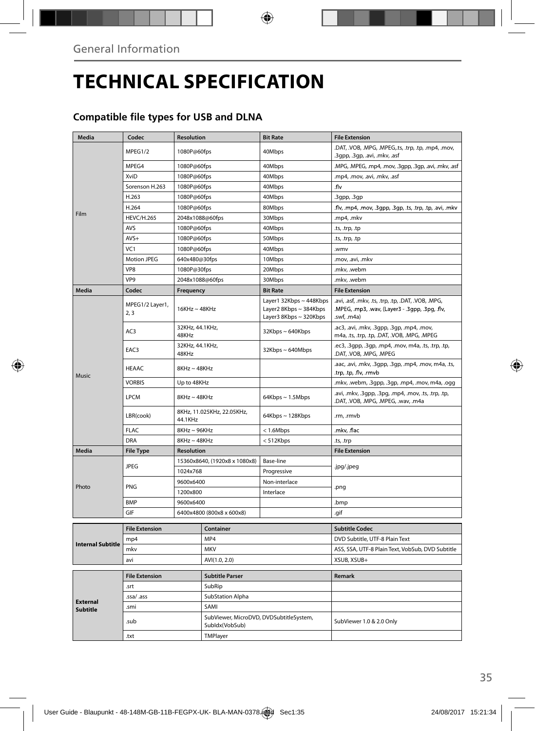## TECHNICAL SPECIFICATION

### Compatible file types for USB and DLNA

| Media | Codec | Resolution | Bit Rate | File Extension |
|---|---|---|---|---|
| Film | MPEG1/2 | 1080P@60fps | 40Mbps | .DAT, .VOB, .MPG, .MPEG,.ts, .trp, .tp, .mp4, .mov, .3gpp, .3gp, .avi, .mkv, .asf |
| | MPEG4 | 1080P@60fps | 40Mbps | .MPG, .MPEG, .mp4, .mov, .3gpp, .3gp, .avi, .mkv, .asf |
| | XviD | 1080P@60fps | 40Mbps | .mp4, .mov, .avi, .mkv, .asf |
| | Sorenson H.263 | 1080P@60fps | 40Mbps | .flv |
| | H.263 | 1080P@60fps | 40Mbps | .3gpp, .3gp |
| | H.264 | 1080P@60fps | 80Mbps | .flv, .mp4, .mov, .3gpp, .3gp, .ts, .trp, .tp, .avi, .mkv |
| | HEVC/H.265 | 2048x1088@60fps | 30Mbps | .mp4, .mkv |
| | AVS | 1080P@60fps | 40Mbps | .ts, .trp, .tp |
| | AVS+ | 1080P@60fps | 50Mbps | .ts, .trp, .tp |
| | VC1 | 1080P@60fps | 40Mbps | .wmv |
| | Motion JPEG | 640x480@30fps | 10Mbps | .mov, .avi, .mkv |
| | VP8 | 1080P@30fps | 20Mbps | .mkv, .webm |
| | VP9 | 2048x1088@60fps | 30Mbps | .mkv, .webm |
| **Media** | **Codec** | **Frequency** | **Bit Rate** | **File Extension** |
| Music | MPEG1/2 Layer1, 2, 3 | 16KHz ~ 48KHz | Layer1 32Kbps ~ 448Kbps Layer2 8Kbps ~ 384Kbps Layer3 8Kbps ~ 320Kbps | .avi, .asf, .mkv, .ts, .trp, .tp, .DAT, .VOB, .MPG, .MPEG, .mp3, .wav, (Layer3 - .3gpp, .3pg, .flv, .swf, .m4a) |
| | AC3 | 32KHz, 44.1KHz, 48KHz | 32Kbps ~ 640Kbps | .ac3, .avi, .mkv, .3gpp, .3gp, .mp4, .mov, m4a, .ts, .trp, .tp, .DAT, .VOB, .MPG, .MPEG |
| | EAC3 | 32KHz, 44.1KHz, 48KHz | 32Kbps ~ 640Mbps | .ec3, .3gpp, .3gp, .mp4, .mov, m4a, .ts, .trp, .tp, .DAT, .VOB, .MPG, .MPEG |
| | HEAAC | 8KHz ~ 48KHz | | .aac, .avi, .mkv, .3gpp, .3gp, .mp4, .mov, m4a, .ts, .trp, .tp, .flv, .rmvb |
| | VORBIS | Up to 48KHz | | .mkv, .webm, .3gpp, .3gp, .mp4, .mov, m4a, .ogg |
| | LPCM | 8KHz ~ 48KHz | 64Kbps ~ 1.5Mbps | .avi, .mkv, .3gpp, .3pg, .mp4, .mov, .ts, .trp, .tp, .DAT, .VOB, .MPG, .MPEG, .wav, .m4a |
| | LBR(cook) | 8KHz, 11.025KHz, 22.05KHz, 44.1KHz | 64Kbps ~ 128Kbps | .rm, .rmvb |
| | FLAC | 8KHz ~ 96KHz | < 1.6Mbps | .mkv, .flac |
| | DRA | 8KHz ~ 48KHz | < 512Kbps | .ts, .trp |
| **Media** | **File Type** | **Resolution** | | **File Extension** |
| Photo | JPEG | 15360x8640, (1920x8 x 1080x8) | Base-line | .jpg/.jpeg |
| | | 1024x768 | Progressive | |
| | PNG | 9600x6400 | Non-interlace | .png |
| | | 1200x800 | Interlace | |
| | BMP | 9600x6400 | | .bmp |
| | GIF | 6400x4800 (800x8 x 600x8) | | .gif |

| | File Extension | Container | Subtitle Codec |
|---|---|---|---|
| **Internal Subtitle** | mp4 | MP4 | DVD Subtitle, UTF-8 Plain Text |
| | mkv | MKV | ASS, SSA, UTF-8 Plain Text, VobSub, DVD Subtitle |
| | avi | AVI(1.0, 2.0) | XSUB, XSUB+ |

| | File Extension | Subtitle Parser | Remark |
|---|---|---|---|
| **External Subtitle** | .srt | SubRip | |
| | .ssa/ .ass | SubStation Alpha | |
| | .smi | SAMI | |
| | .sub | SubViewer, MicroDVD, DVDSubtitleSystem, SubIdx(VobSub) | SubViewer 1.0 & 2.0 Only |
| | .txt | TMPlayer | |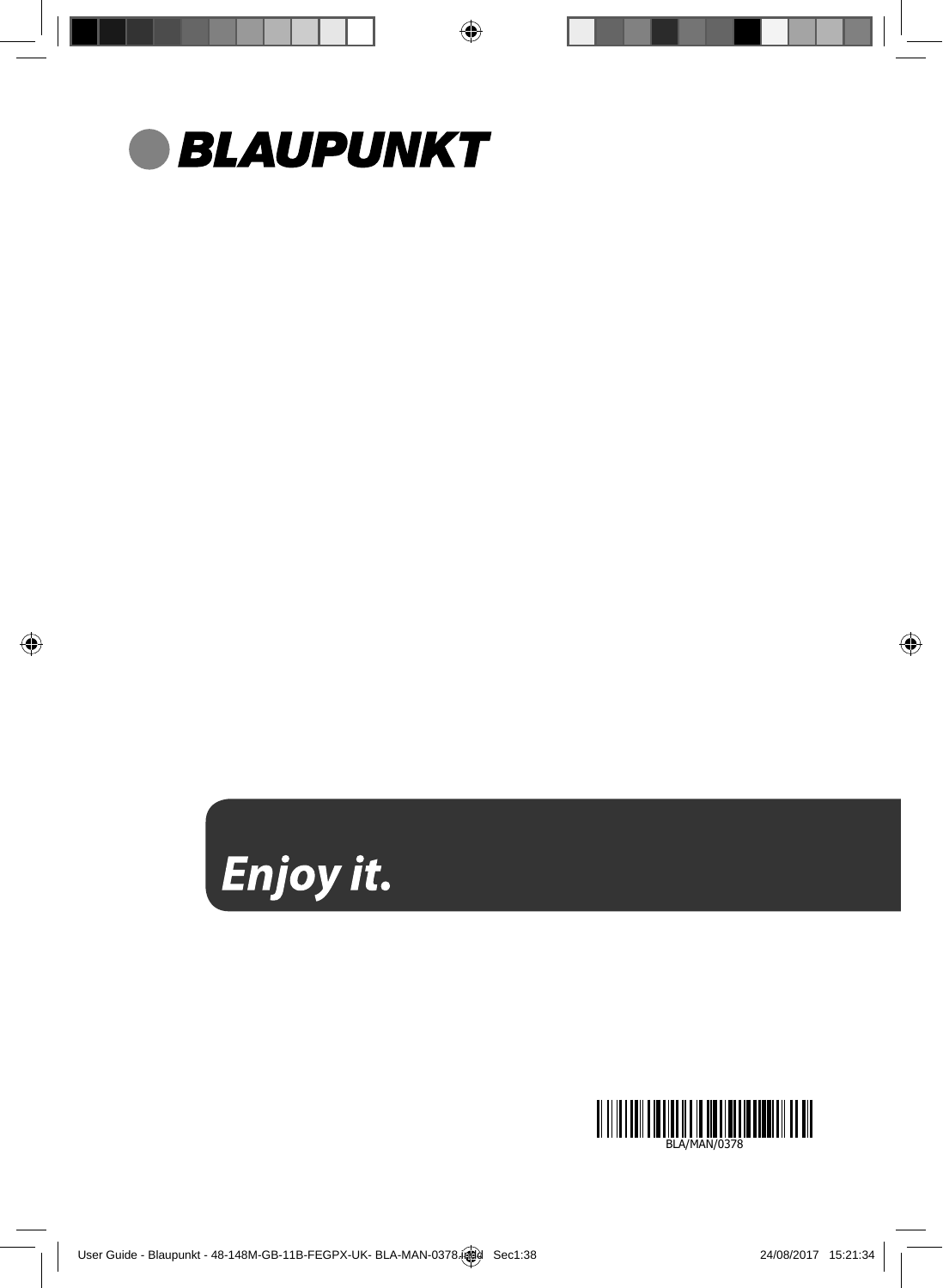BLAUPUNKT

*Enjoy it.*

BLA/MAN/0378